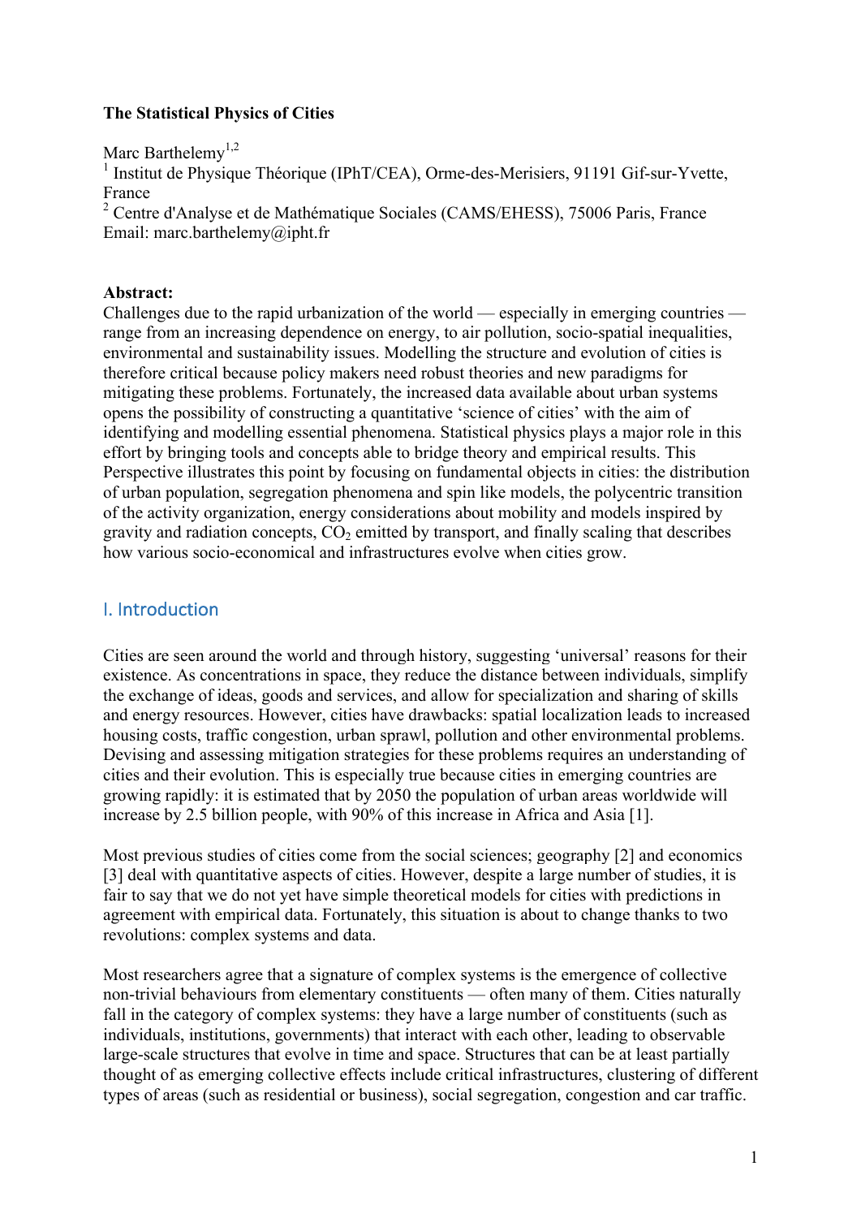**The Statistical Physics of Cities**

Marc Barthelemy[1,2]

[1] Institut de Physique Théorique (IPhT/CEA), Orme-des-Merisiers, 91191 Gif-sur-Yvette, France

[2] Centre d'Analyse et de Mathématique Sociales (CAMS/EHESS), 75006 Paris, France

Email: marc.barthelemy@ipht.fr

**Abstract:**

Challenges due to the rapid urbanization of the world — especially in emerging countries — range from an increasing dependence on energy, to air pollution, socio-spatial inequalities, environmental and sustainability issues. Modelling the structure and evolution of cities is therefore critical because policy makers need robust theories and new paradigms for mitigating these problems. Fortunately, the increased data available about urban systems opens the possibility of constructing a quantitative 'science of cities' with the aim of identifying and modelling essential phenomena. Statistical physics plays a major role in this effort by bringing tools and concepts able to bridge theory and empirical results. This Perspective illustrates this point by focusing on fundamental objects in cities: the distribution of urban population, segregation phenomena and spin like models, the polycentric transition of the activity organization, energy considerations about mobility and models inspired by gravity and radiation concepts, $CO_2$ emitted by transport, and finally scaling that describes how various socio-economical and infrastructures evolve when cities grow.

## I. Introduction

Cities are seen around the world and through history, suggesting 'universal' reasons for their existence. As concentrations in space, they reduce the distance between individuals, simplify the exchange of ideas, goods and services, and allow for specialization and sharing of skills and energy resources. However, cities have drawbacks: spatial localization leads to increased housing costs, traffic congestion, urban sprawl, pollution and other environmental problems. Devising and assessing mitigation strategies for these problems requires an understanding of cities and their evolution. This is especially true because cities in emerging countries are growing rapidly: it is estimated that by 2050 the population of urban areas worldwide will increase by 2.5 billion people, with 90% of this increase in Africa and Asia [1].

Most previous studies of cities come from the social sciences; geography [2] and economics [3] deal with quantitative aspects of cities. However, despite a large number of studies, it is fair to say that we do not yet have simple theoretical models for cities with predictions in agreement with empirical data. Fortunately, this situation is about to change thanks to two revolutions: complex systems and data.

Most researchers agree that a signature of complex systems is the emergence of collective non-trivial behaviours from elementary constituents — often many of them. Cities naturally fall in the category of complex systems: they have a large number of constituents (such as individuals, institutions, governments) that interact with each other, leading to observable large-scale structures that evolve in time and space. Structures that can be at least partially thought of as emerging collective effects include critical infrastructures, clustering of different types of areas (such as residential or business), social segregation, congestion and car traffic.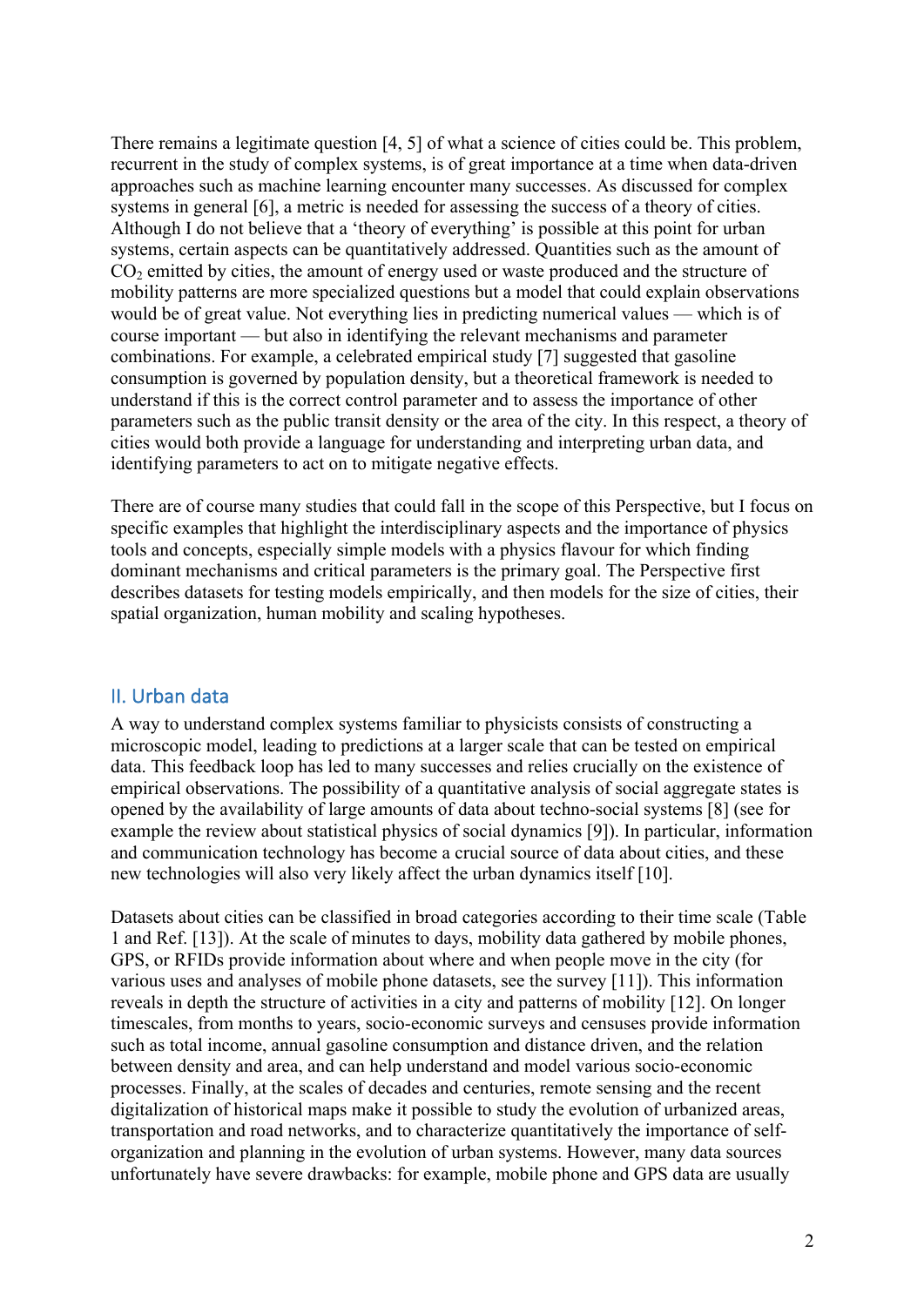There remains a legitimate question [4, 5] of what a science of cities could be. This problem, recurrent in the study of complex systems, is of great importance at a time when data-driven approaches such as machine learning encounter many successes. As discussed for complex systems in general [6], a metric is needed for assessing the success of a theory of cities. Although I do not believe that a 'theory of everything' is possible at this point for urban systems, certain aspects can be quantitatively addressed. Quantities such as the amount of $CO_2$ emitted by cities, the amount of energy used or waste produced and the structure of mobility patterns are more specialized questions but a model that could explain observations would be of great value. Not everything lies in predicting numerical values — which is of course important — but also in identifying the relevant mechanisms and parameter combinations. For example, a celebrated empirical study [7] suggested that gasoline consumption is governed by population density, but a theoretical framework is needed to understand if this is the correct control parameter and to assess the importance of other parameters such as the public transit density or the area of the city. In this respect, a theory of cities would both provide a language for understanding and interpreting urban data, and identifying parameters to act on to mitigate negative effects.

There are of course many studies that could fall in the scope of this Perspective, but I focus on specific examples that highlight the interdisciplinary aspects and the importance of physics tools and concepts, especially simple models with a physics flavour for which finding dominant mechanisms and critical parameters is the primary goal. The Perspective first describes datasets for testing models empirically, and then models for the size of cities, their spatial organization, human mobility and scaling hypotheses.

## II. Urban data

A way to understand complex systems familiar to physicists consists of constructing a microscopic model, leading to predictions at a larger scale that can be tested on empirical data. This feedback loop has led to many successes and relies crucially on the existence of empirical observations. The possibility of a quantitative analysis of social aggregate states is opened by the availability of large amounts of data about techno-social systems [8] (see for example the review about statistical physics of social dynamics [9]). In particular, information and communication technology has become a crucial source of data about cities, and these new technologies will also very likely affect the urban dynamics itself [10].

Datasets about cities can be classified in broad categories according to their time scale (Table 1 and Ref. [13]). At the scale of minutes to days, mobility data gathered by mobile phones, GPS, or RFIDs provide information about where and when people move in the city (for various uses and analyses of mobile phone datasets, see the survey [11]). This information reveals in depth the structure of activities in a city and patterns of mobility [12]. On longer timescales, from months to years, socio-economic surveys and censuses provide information such as total income, annual gasoline consumption and distance driven, and the relation between density and area, and can help understand and model various socio-economic processes. Finally, at the scales of decades and centuries, remote sensing and the recent digitalization of historical maps make it possible to study the evolution of urbanized areas, transportation and road networks, and to characterize quantitatively the importance of self-organization and planning in the evolution of urban systems. However, many data sources unfortunately have severe drawbacks: for example, mobile phone and GPS data are usually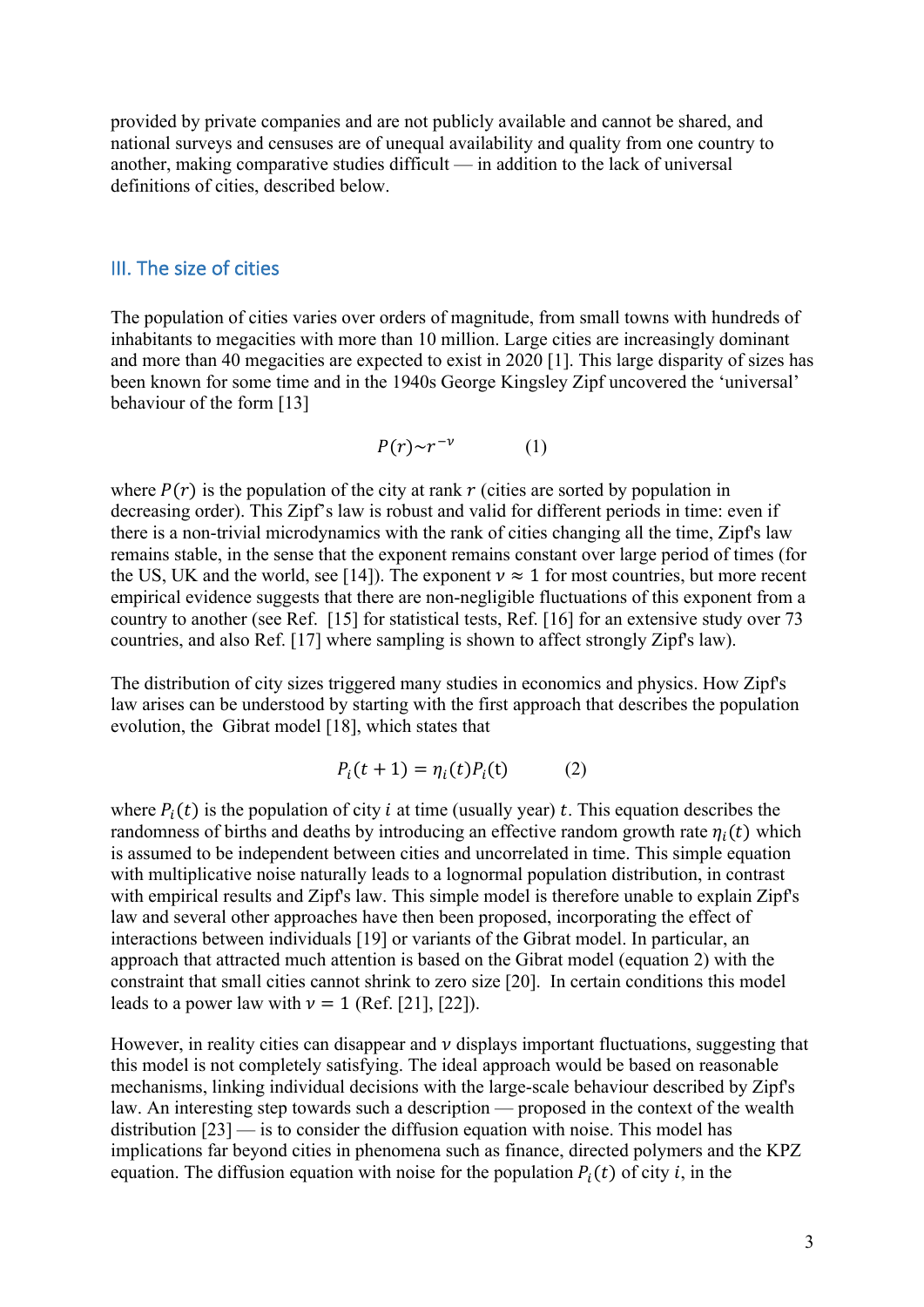provided by private companies and are not publicly available and cannot be shared, and national surveys and censuses are of unequal availability and quality from one country to another, making comparative studies difficult — in addition to the lack of universal definitions of cities, described below.

## III. The size of cities

The population of cities varies over orders of magnitude, from small towns with hundreds of inhabitants to megacities with more than 10 million. Large cities are increasingly dominant and more than 40 megacities are expected to exist in 2020 [1]. This large disparity of sizes has been known for some time and in the 1940s George Kingsley Zipf uncovered the 'universal' behaviour of the form [13]

$$P(r) \sim r^{-\nu} \qquad (1)$$

where $P(r)$ is the population of the city at rank $r$ (cities are sorted by population in decreasing order). This Zipf's law is robust and valid for different periods in time: even if there is a non-trivial microdynamics with the rank of cities changing all the time, Zipf's law remains stable, in the sense that the exponent remains constant over large period of times (for the US, UK and the world, see [14]). The exponent $\nu \approx 1$ for most countries, but more recent empirical evidence suggests that there are non-negligible fluctuations of this exponent from a country to another (see Ref. [15] for statistical tests, Ref. [16] for an extensive study over 73 countries, and also Ref. [17] where sampling is shown to affect strongly Zipf's law).

The distribution of city sizes triggered many studies in economics and physics. How Zipf's law arises can be understood by starting with the first approach that describes the population evolution, the Gibrat model [18], which states that

$$P_i(t+1) = \eta_i(t) P_i(t) \qquad (2)$$

where $P_i(t)$ is the population of city $i$ at time (usually year) $t$. This equation describes the randomness of births and deaths by introducing an effective random growth rate $\eta_i(t)$ which is assumed to be independent between cities and uncorrelated in time. This simple equation with multiplicative noise naturally leads to a lognormal population distribution, in contrast with empirical results and Zipf's law. This simple model is therefore unable to explain Zipf's law and several other approaches have then been proposed, incorporating the effect of interactions between individuals [19] or variants of the Gibrat model. In particular, an approach that attracted much attention is based on the Gibrat model (equation 2) with the constraint that small cities cannot shrink to zero size [20]. In certain conditions this model leads to a power law with $\nu = 1$ (Ref. [21], [22]).

However, in reality cities can disappear and $\nu$ displays important fluctuations, suggesting that this model is not completely satisfying. The ideal approach would be based on reasonable mechanisms, linking individual decisions with the large-scale behaviour described by Zipf's law. An interesting step towards such a description — proposed in the context of the wealth distribution [23] — is to consider the diffusion equation with noise. This model has implications far beyond cities in phenomena such as finance, directed polymers and the KPZ equation. The diffusion equation with noise for the population $P_i(t)$ of city $i$, in the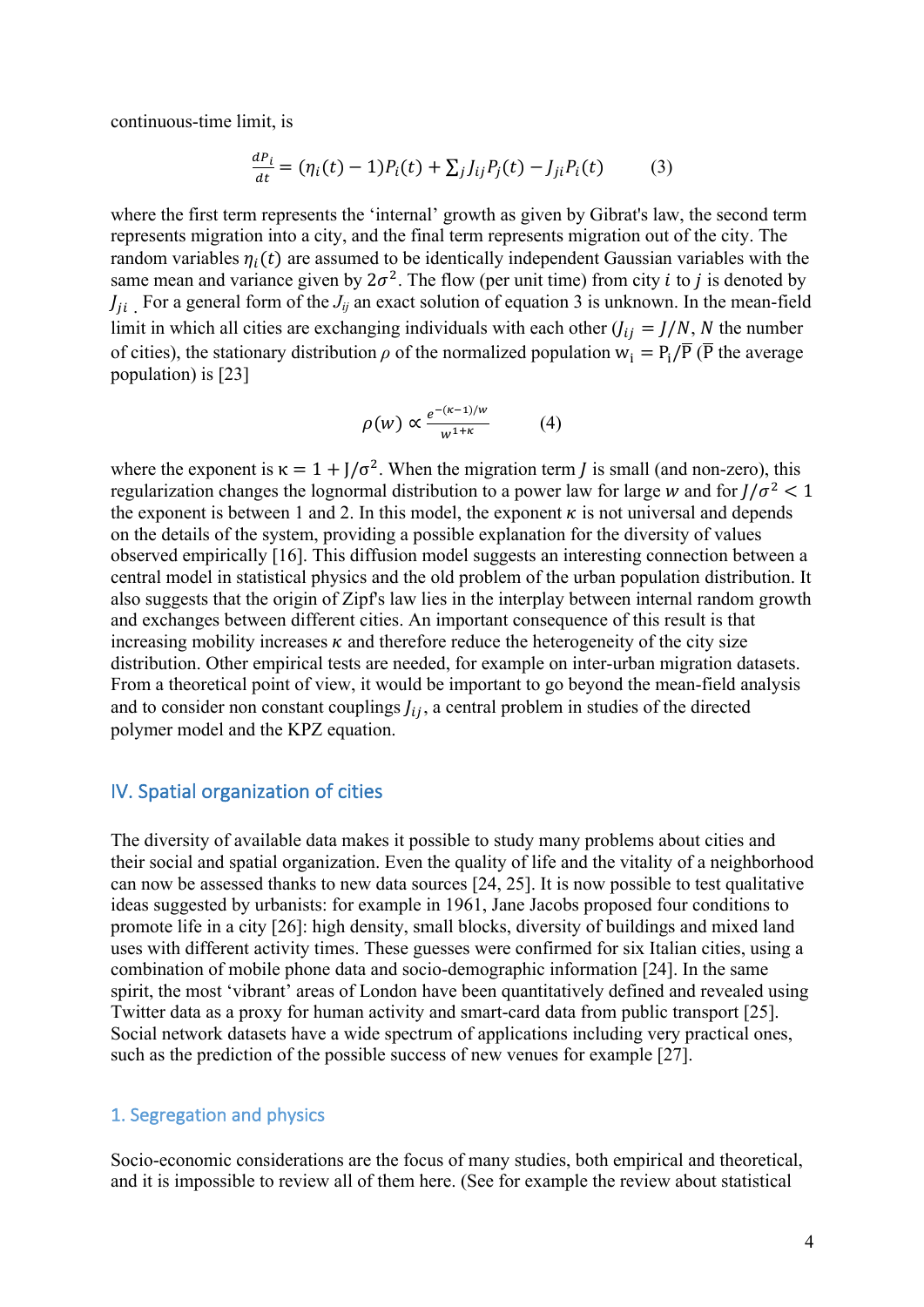continuous-time limit, is

$$\frac{dP_i}{dt} = (\eta_i(t) - 1)P_i(t) + \sum_j J_{ij} P_j(t) - J_{ji} P_i(t) \qquad (3)$$

where the first term represents the 'internal' growth as given by Gibrat's law, the second term represents migration into a city, and the final term represents migration out of the city. The random variables $\eta_i(t)$ are assumed to be identically independent Gaussian variables with the same mean and variance given by $2\sigma^2$. The flow (per unit time) from city $i$ to $j$ is denoted by $J_{ji}$. For a general form of the $J_{ij}$ an exact solution of equation 3 is unknown. In the mean-field limit in which all cities are exchanging individuals with each other ($J_{ij} = J/N$, $N$ the number of cities), the stationary distribution $\rho$ of the normalized population $w_i = P_i/\overline{P}$ ($\overline{P}$ the average population) is [23]

$$\rho(w) \propto \frac{e^{-(\kappa-1)/w}}{w^{1+\kappa}} \qquad (4)$$

where the exponent is $\kappa = 1 + J/\sigma^2$. When the migration term $J$ is small (and non-zero), this regularization changes the lognormal distribution to a power law for large $w$ and for $J/\sigma^2 < 1$ the exponent is between 1 and 2. In this model, the exponent $\kappa$ is not universal and depends on the details of the system, providing a possible explanation for the diversity of values observed empirically [16]. This diffusion model suggests an interesting connection between a central model in statistical physics and the old problem of the urban population distribution. It also suggests that the origin of Zipf's law lies in the interplay between internal random growth and exchanges between different cities. An important consequence of this result is that increasing mobility increases $\kappa$ and therefore reduce the heterogeneity of the city size distribution. Other empirical tests are needed, for example on inter-urban migration datasets. From a theoretical point of view, it would be important to go beyond the mean-field analysis and to consider non constant couplings $J_{ij}$, a central problem in studies of the directed polymer model and the KPZ equation.

## IV. Spatial organization of cities

The diversity of available data makes it possible to study many problems about cities and their social and spatial organization. Even the quality of life and the vitality of a neighborhood can now be assessed thanks to new data sources [24, 25]. It is now possible to test qualitative ideas suggested by urbanists: for example in 1961, Jane Jacobs proposed four conditions to promote life in a city [26]: high density, small blocks, diversity of buildings and mixed land uses with different activity times. These guesses were confirmed for six Italian cities, using a combination of mobile phone data and socio-demographic information [24]. In the same spirit, the most 'vibrant' areas of London have been quantitatively defined and revealed using Twitter data as a proxy for human activity and smart-card data from public transport [25]. Social network datasets have a wide spectrum of applications including very practical ones, such as the prediction of the possible success of new venues for example [27].

### 1. Segregation and physics

Socio-economic considerations are the focus of many studies, both empirical and theoretical, and it is impossible to review all of them here. (See for example the review about statistical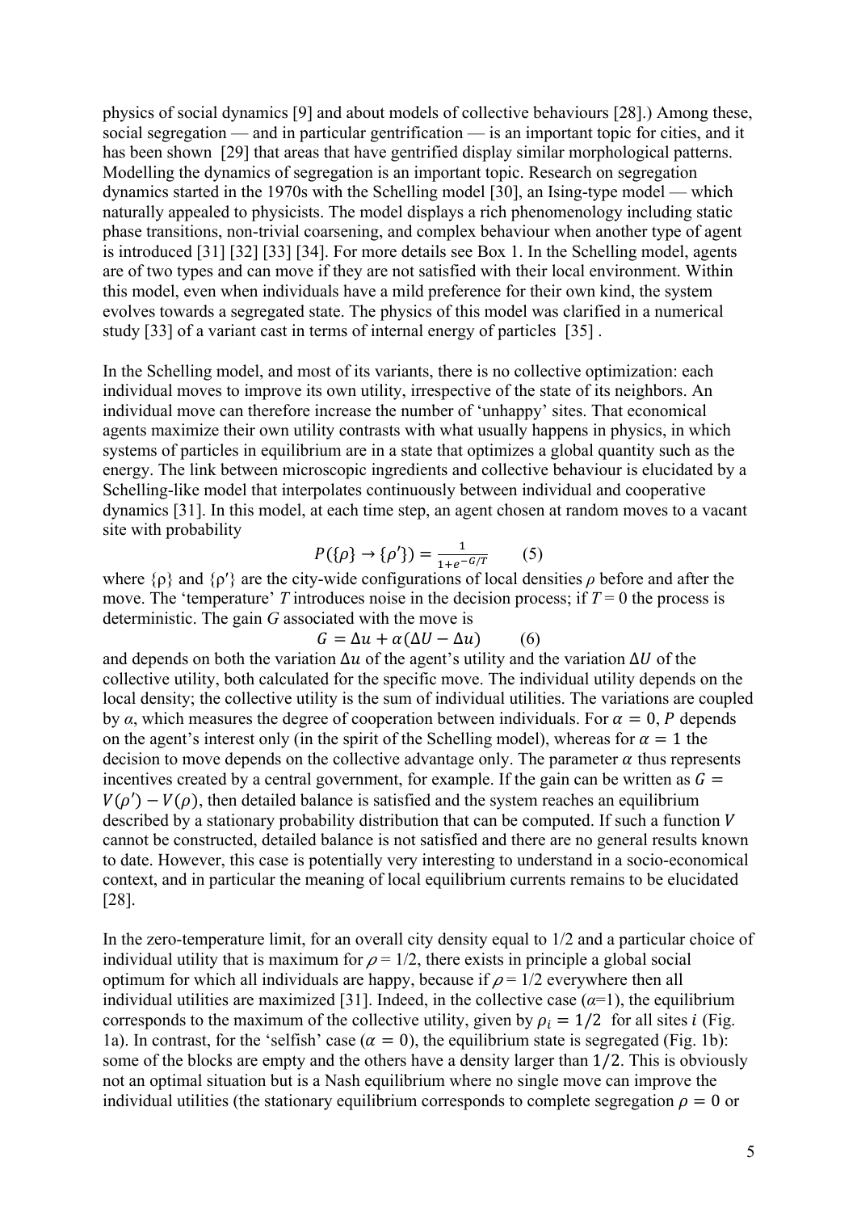physics of social dynamics [9] and about models of collective behaviours [28].) Among these, social segregation — and in particular gentrification — is an important topic for cities, and it has been shown [29] that areas that have gentrified display similar morphological patterns. Modelling the dynamics of segregation is an important topic. Research on segregation dynamics started in the 1970s with the Schelling model [30], an Ising-type model — which naturally appealed to physicists. The model displays a rich phenomenology including static phase transitions, non-trivial coarsening, and complex behaviour when another type of agent is introduced [31] [32] [33] [34]. For more details see Box 1. In the Schelling model, agents are of two types and can move if they are not satisfied with their local environment. Within this model, even when individuals have a mild preference for their own kind, the system evolves towards a segregated state. The physics of this model was clarified in a numerical study [33] of a variant cast in terms of internal energy of particles [35] .

In the Schelling model, and most of its variants, there is no collective optimization: each individual moves to improve its own utility, irrespective of the state of its neighbors. An individual move can therefore increase the number of 'unhappy' sites. That economical agents maximize their own utility contrasts with what usually happens in physics, in which systems of particles in equilibrium are in a state that optimizes a global quantity such as the energy. The link between microscopic ingredients and collective behaviour is elucidated by a Schelling-like model that interpolates continuously between individual and cooperative dynamics [31]. In this model, at each time step, an agent chosen at random moves to a vacant site with probability

$$P(\{\rho\} \to \{\rho'\}) = \frac{1}{1+e^{-G/T}} \qquad (5)$$

where $\{\rho\}$ and $\{\rho'\}$ are the city-wide configurations of local densities $\rho$ before and after the move. The 'temperature' $T$ introduces noise in the decision process; if $T = 0$ the process is deterministic. The gain $G$ associated with the move is

$$G = \Delta u + \alpha(\Delta U - \Delta u) \qquad (6)$$

and depends on both the variation $\Delta u$ of the agent's utility and the variation $\Delta U$ of the collective utility, both calculated for the specific move. The individual utility depends on the local density; the collective utility is the sum of individual utilities. The variations are coupled by $\alpha$, which measures the degree of cooperation between individuals. For $\alpha = 0$, $P$ depends on the agent's interest only (in the spirit of the Schelling model), whereas for $\alpha = 1$ the decision to move depends on the collective advantage only. The parameter $\alpha$ thus represents incentives created by a central government, for example. If the gain can be written as $G = V(\rho') - V(\rho)$, then detailed balance is satisfied and the system reaches an equilibrium described by a stationary probability distribution that can be computed. If such a function $V$ cannot be constructed, detailed balance is not satisfied and there are no general results known to date. However, this case is potentially very interesting to understand in a socio-economical context, and in particular the meaning of local equilibrium currents remains to be elucidated [28].

In the zero-temperature limit, for an overall city density equal to 1/2 and a particular choice of individual utility that is maximum for $\rho = 1/2$, there exists in principle a global social optimum for which all individuals are happy, because if $\rho = 1/2$ everywhere then all individual utilities are maximized [31]. Indeed, in the collective case ($\alpha$=1), the equilibrium corresponds to the maximum of the collective utility, given by $\rho_i = 1/2$ for all sites $i$ (Fig. 1a). In contrast, for the 'selfish' case ($\alpha = 0$), the equilibrium state is segregated (Fig. 1b): some of the blocks are empty and the others have a density larger than $1/2$. This is obviously not an optimal situation but is a Nash equilibrium where no single move can improve the individual utilities (the stationary equilibrium corresponds to complete segregation $\rho = 0$ or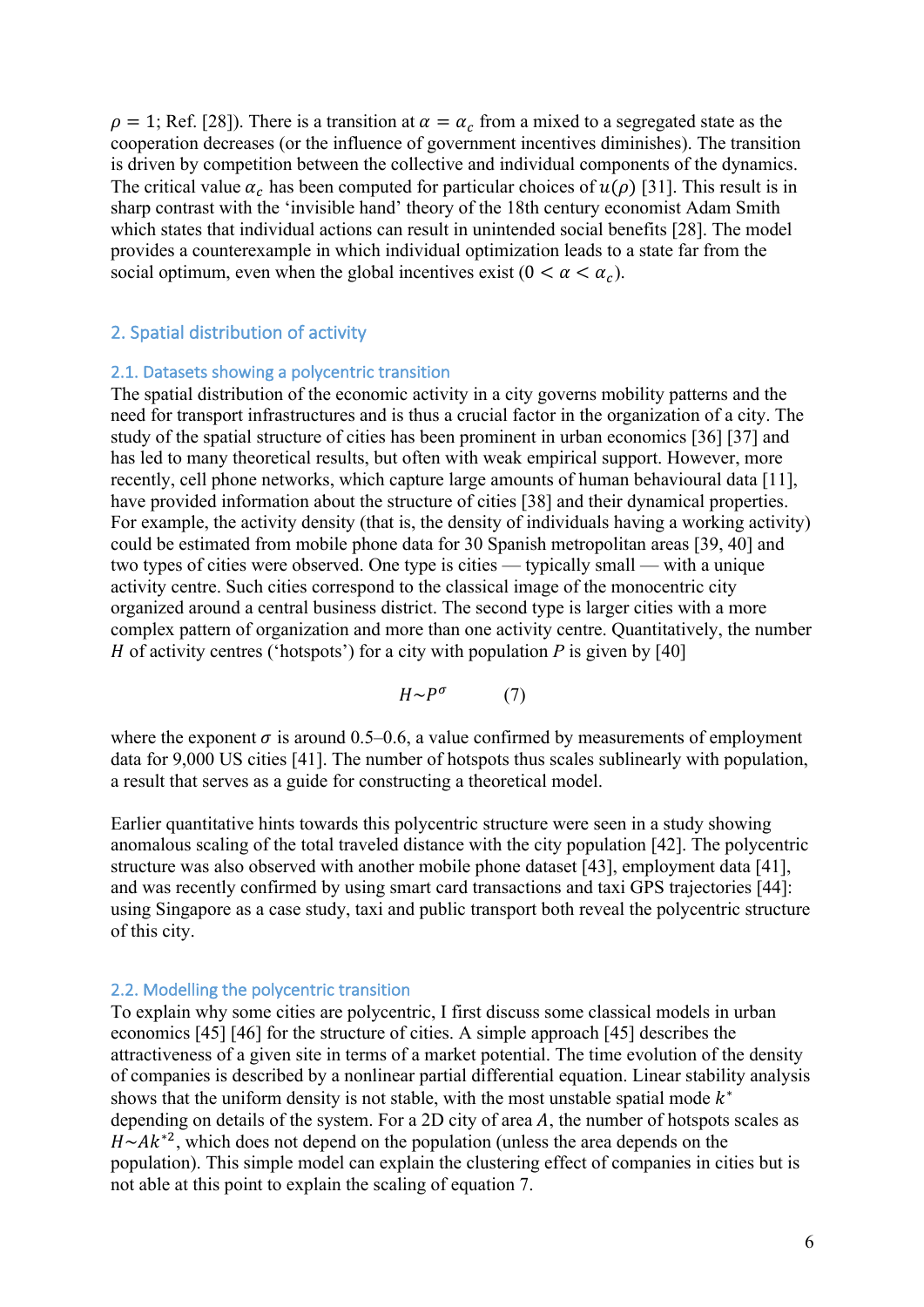$\rho = 1$; Ref. [28]). There is a transition at $\alpha = \alpha_c$ from a mixed to a segregated state as the cooperation decreases (or the influence of government incentives diminishes). The transition is driven by competition between the collective and individual components of the dynamics. The critical value $\alpha_c$ has been computed for particular choices of $u(\rho)$ [31]. This result is in sharp contrast with the 'invisible hand' theory of the 18th century economist Adam Smith which states that individual actions can result in unintended social benefits [28]. The model provides a counterexample in which individual optimization leads to a state far from the social optimum, even when the global incentives exist ($0 < \alpha < \alpha_c$).

## 2. Spatial distribution of activity

### 2.1. Datasets showing a polycentric transition

The spatial distribution of the economic activity in a city governs mobility patterns and the need for transport infrastructures and is thus a crucial factor in the organization of a city. The study of the spatial structure of cities has been prominent in urban economics [36] [37] and has led to many theoretical results, but often with weak empirical support. However, more recently, cell phone networks, which capture large amounts of human behavioural data [11], have provided information about the structure of cities [38] and their dynamical properties. For example, the activity density (that is, the density of individuals having a working activity) could be estimated from mobile phone data for 30 Spanish metropolitan areas [39, 40] and two types of cities were observed. One type is cities — typically small — with a unique activity centre. Such cities correspond to the classical image of the monocentric city organized around a central business district. The second type is larger cities with a more complex pattern of organization and more than one activity centre. Quantitatively, the number $H$ of activity centres ('hotspots') for a city with population $P$ is given by [40]

$$H \sim P^{\sigma} \qquad (7)$$

where the exponent $\sigma$ is around 0.5–0.6, a value confirmed by measurements of employment data for 9,000 US cities [41]. The number of hotspots thus scales sublinearly with population, a result that serves as a guide for constructing a theoretical model.

Earlier quantitative hints towards this polycentric structure were seen in a study showing anomalous scaling of the total traveled distance with the city population [42]. The polycentric structure was also observed with another mobile phone dataset [43], employment data [41], and was recently confirmed by using smart card transactions and taxi GPS trajectories [44]: using Singapore as a case study, taxi and public transport both reveal the polycentric structure of this city.

### 2.2. Modelling the polycentric transition

To explain why some cities are polycentric, I first discuss some classical models in urban economics [45] [46] for the structure of cities. A simple approach [45] describes the attractiveness of a given site in terms of a market potential. The time evolution of the density of companies is described by a nonlinear partial differential equation. Linear stability analysis shows that the uniform density is not stable, with the most unstable spatial mode $k^*$ depending on details of the system. For a 2D city of area $A$, the number of hotspots scales as $H \sim Ak^{*2}$, which does not depend on the population (unless the area depends on the population). This simple model can explain the clustering effect of companies in cities but is not able at this point to explain the scaling of equation 7.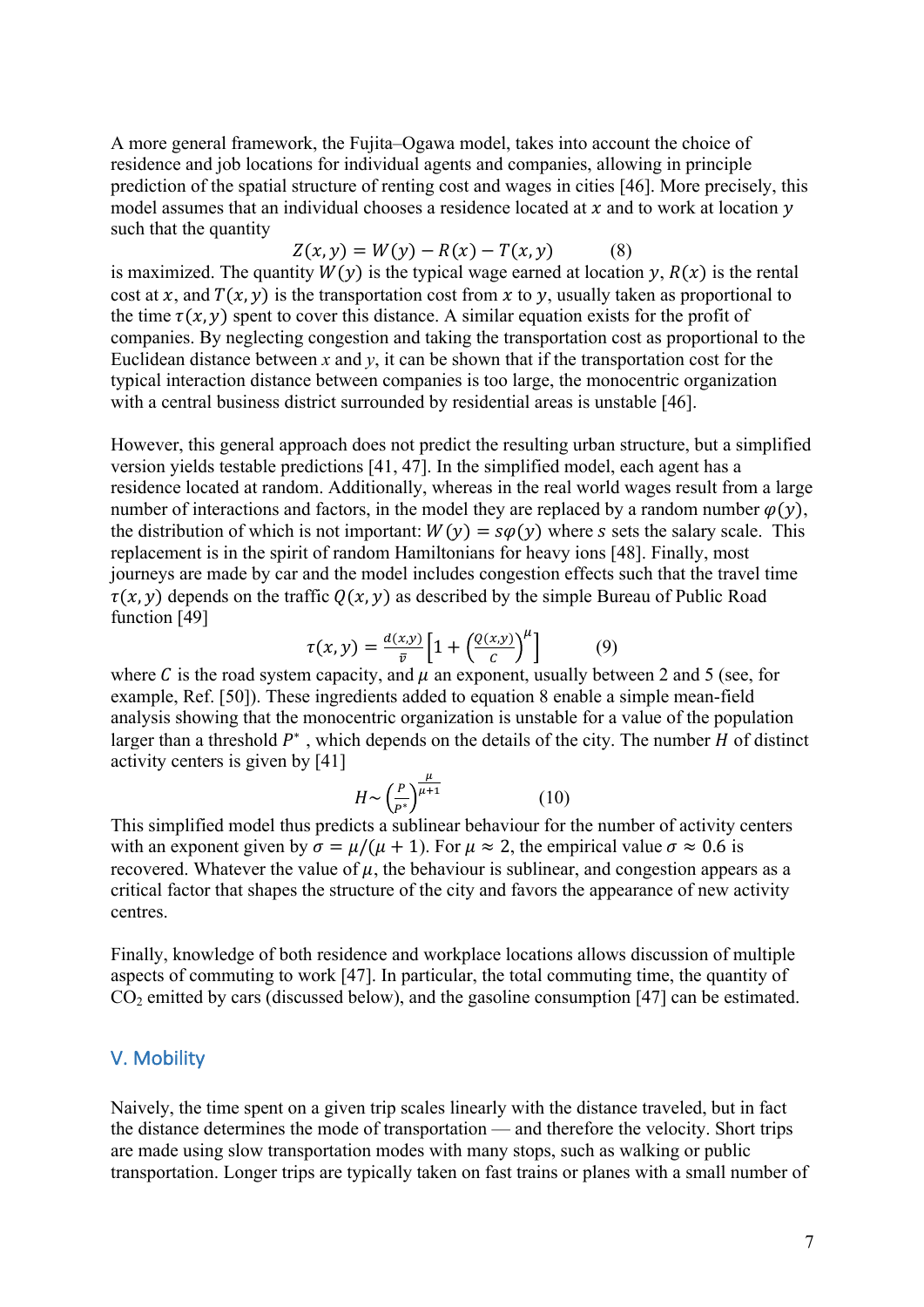A more general framework, the Fujita–Ogawa model, takes into account the choice of residence and job locations for individual agents and companies, allowing in principle prediction of the spatial structure of renting cost and wages in cities [46]. More precisely, this model assumes that an individual chooses a residence located at $x$ and to work at location $y$ such that the quantity

$$Z(x,y) = W(y) - R(x) - T(x,y) \qquad (8)$$

is maximized. The quantity $W(y)$ is the typical wage earned at location $y$, $R(x)$ is the rental cost at $x$, and $T(x,y)$ is the transportation cost from $x$ to $y$, usually taken as proportional to the time $\tau(x,y)$ spent to cover this distance. A similar equation exists for the profit of companies. By neglecting congestion and taking the transportation cost as proportional to the Euclidean distance between $x$ and $y$, it can be shown that if the transportation cost for the typical interaction distance between companies is too large, the monocentric organization with a central business district surrounded by residential areas is unstable [46].

However, this general approach does not predict the resulting urban structure, but a simplified version yields testable predictions [41, 47]. In the simplified model, each agent has a residence located at random. Additionally, whereas in the real world wages result from a large number of interactions and factors, in the model they are replaced by a random number $\varphi(y)$, the distribution of which is not important: $W(y) = s\varphi(y)$ where $s$ sets the salary scale. This replacement is in the spirit of random Hamiltonians for heavy ions [48]. Finally, most journeys are made by car and the model includes congestion effects such that the travel time $\tau(x,y)$ depends on the traffic $Q(x,y)$ as described by the simple Bureau of Public Road function [49]

$$\tau(x,y) = \frac{d(x,y)}{\bar{v}}\left[1 + \left(\frac{Q(x,y)}{C}\right)^{\mu}\right] \qquad (9)$$

where $C$ is the road system capacity, and $\mu$ an exponent, usually between 2 and 5 (see, for example, Ref. [50]). These ingredients added to equation 8 enable a simple mean-field analysis showing that the monocentric organization is unstable for a value of the population larger than a threshold $P^*$ , which depends on the details of the city. The number $H$ of distinct activity centers is given by [41]

$$H \sim \left(\frac{P}{P^*}\right)^{\frac{\mu}{\mu+1}} \qquad (10)$$

This simplified model thus predicts a sublinear behaviour for the number of activity centers with an exponent given by $\sigma = \mu/(\mu+1)$. For $\mu \approx 2$, the empirical value $\sigma \approx 0.6$ is recovered. Whatever the value of $\mu$, the behaviour is sublinear, and congestion appears as a critical factor that shapes the structure of the city and favors the appearance of new activity centres.

Finally, knowledge of both residence and workplace locations allows discussion of multiple aspects of commuting to work [47]. In particular, the total commuting time, the quantity of $CO_2$ emitted by cars (discussed below), and the gasoline consumption [47] can be estimated.

## V. Mobility

Naively, the time spent on a given trip scales linearly with the distance traveled, but in fact the distance determines the mode of transportation — and therefore the velocity. Short trips are made using slow transportation modes with many stops, such as walking or public transportation. Longer trips are typically taken on fast trains or planes with a small number of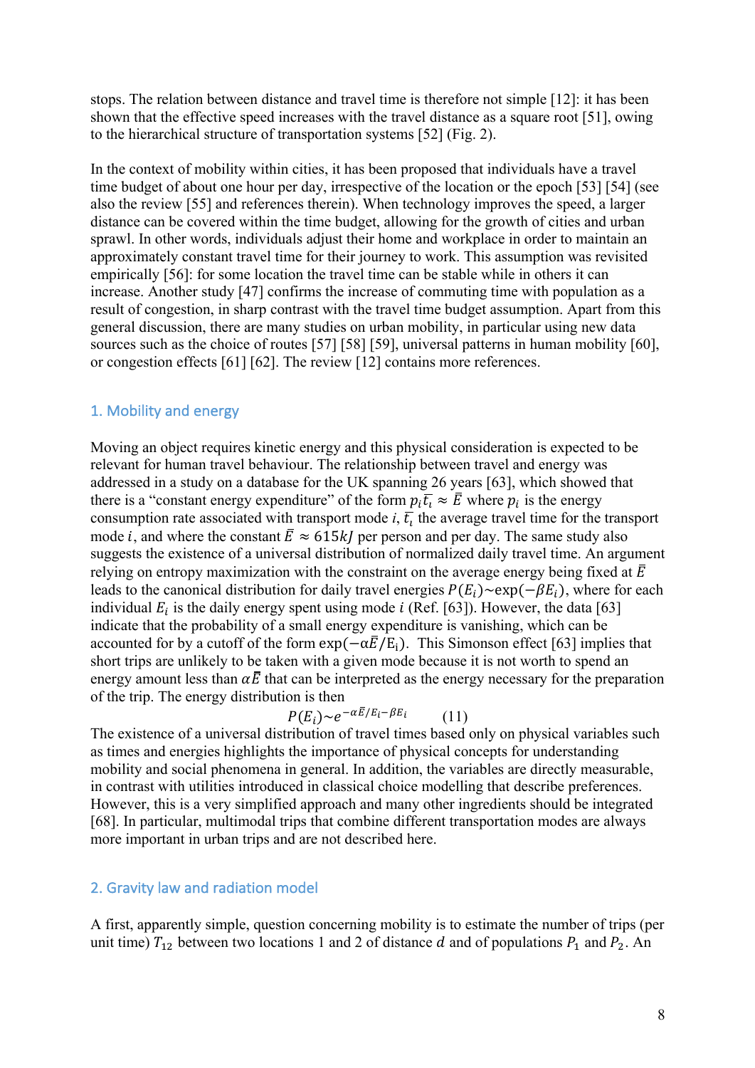stops. The relation between distance and travel time is therefore not simple [12]: it has been shown that the effective speed increases with the travel distance as a square root [51], owing to the hierarchical structure of transportation systems [52] (Fig. 2).

In the context of mobility within cities, it has been proposed that individuals have a travel time budget of about one hour per day, irrespective of the location or the epoch [53] [54] (see also the review [55] and references therein). When technology improves the speed, a larger distance can be covered within the time budget, allowing for the growth of cities and urban sprawl. In other words, individuals adjust their home and workplace in order to maintain an approximately constant travel time for their journey to work. This assumption was revisited empirically [56]: for some location the travel time can be stable while in others it can increase. Another study [47] confirms the increase of commuting time with population as a result of congestion, in sharp contrast with the travel time budget assumption. Apart from this general discussion, there are many studies on urban mobility, in particular using new data sources such as the choice of routes [57] [58] [59], universal patterns in human mobility [60], or congestion effects [61] [62]. The review [12] contains more references.

## 1. Mobility and energy

Moving an object requires kinetic energy and this physical consideration is expected to be relevant for human travel behaviour. The relationship between travel and energy was addressed in a study on a database for the UK spanning 26 years [63], which showed that there is a "constant energy expenditure" of the form $p_i\overline{t_i} \approx \bar{E}$ where $p_i$ is the energy consumption rate associated with transport mode $i$, $\overline{t_i}$ the average travel time for the transport mode $i$, and where the constant $\bar{E} \approx 615kJ$ per person and per day. The same study also suggests the existence of a universal distribution of normalized daily travel time. An argument relying on entropy maximization with the constraint on the average energy being fixed at $\bar{E}$ leads to the canonical distribution for daily travel energies $P(E_i) \sim \exp(-\beta E_i)$, where for each individual $E_i$ is the daily energy spent using mode $i$ (Ref. [63]). However, the data [63] indicate that the probability of a small energy expenditure is vanishing, which can be accounted for by a cutoff of the form $\exp(-\alpha\bar{E}/E_i)$. This Simonson effect [63] implies that short trips are unlikely to be taken with a given mode because it is not worth to spend an energy amount less than $\alpha\bar{E}$ that can be interpreted as the energy necessary for the preparation of the trip. The energy distribution is then

$$P(E_i) \sim e^{-\alpha\bar{E}/E_i - \beta E_i} \qquad (11)$$

The existence of a universal distribution of travel times based only on physical variables such as times and energies highlights the importance of physical concepts for understanding mobility and social phenomena in general. In addition, the variables are directly measurable, in contrast with utilities introduced in classical choice modelling that describe preferences. However, this is a very simplified approach and many other ingredients should be integrated [68]. In particular, multimodal trips that combine different transportation modes are always more important in urban trips and are not described here.

## 2. Gravity law and radiation model

A first, apparently simple, question concerning mobility is to estimate the number of trips (per unit time) $T_{12}$ between two locations 1 and 2 of distance $d$ and of populations $P_1$ and $P_2$. An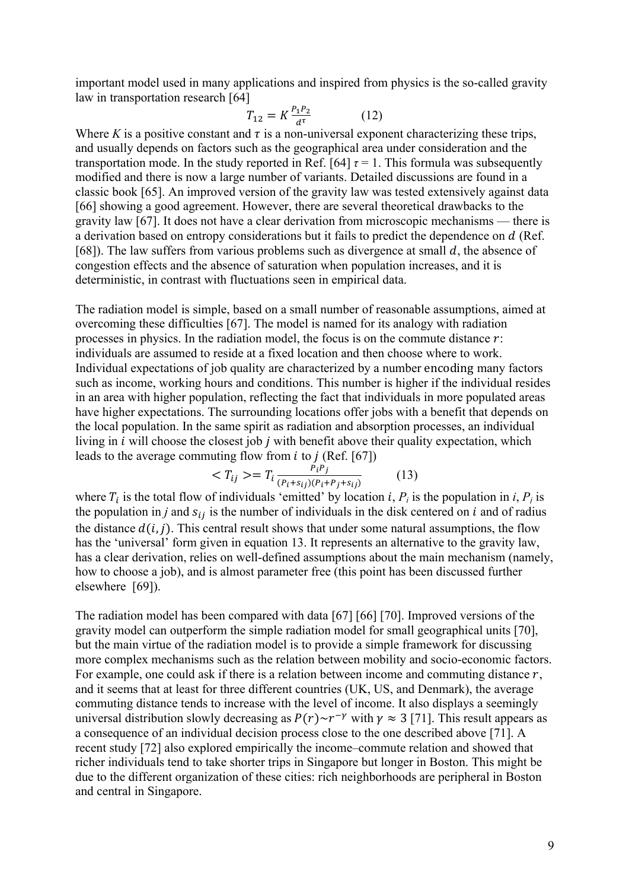important model used in many applications and inspired from physics is the so-called gravity law in transportation research [64]

$$T_{12} = K\frac{P_1 P_2}{d^\tau} \qquad (12)$$

Where $K$ is a positive constant and $\tau$ is a non-universal exponent characterizing these trips, and usually depends on factors such as the geographical area under consideration and the transportation mode. In the study reported in Ref. [64] $\tau = 1$. This formula was subsequently modified and there is now a large number of variants. Detailed discussions are found in a classic book [65]. An improved version of the gravity law was tested extensively against data [66] showing a good agreement. However, there are several theoretical drawbacks to the gravity law [67]. It does not have a clear derivation from microscopic mechanisms — there is a derivation based on entropy considerations but it fails to predict the dependence on $d$ (Ref. [68]). The law suffers from various problems such as divergence at small $d$, the absence of congestion effects and the absence of saturation when population increases, and it is deterministic, in contrast with fluctuations seen in empirical data.

The radiation model is simple, based on a small number of reasonable assumptions, aimed at overcoming these difficulties [67]. The model is named for its analogy with radiation processes in physics. In the radiation model, the focus is on the commute distance $r$: individuals are assumed to reside at a fixed location and then choose where to work. Individual expectations of job quality are characterized by a number encoding many factors such as income, working hours and conditions. This number is higher if the individual resides in an area with higher population, reflecting the fact that individuals in more populated areas have higher expectations. The surrounding locations offer jobs with a benefit that depends on the local population. In the same spirit as radiation and absorption processes, an individual living in $i$ will choose the closest job $j$ with benefit above their quality expectation, which leads to the average commuting flow from $i$ to $j$ (Ref. [67])

$$< T_{ij} >= T_i \frac{P_i P_j}{(P_i + s_{ij})(P_i + P_j + s_{ij})} \qquad (13)$$

where $T_i$ is the total flow of individuals 'emitted' by location $i$, $P_i$ is the population in $i$, $P_j$ is the population in $j$ and $s_{ij}$ is the number of individuals in the disk centered on $i$ and of radius the distance $d(i, j)$. This central result shows that under some natural assumptions, the flow has the 'universal' form given in equation 13. It represents an alternative to the gravity law, has a clear derivation, relies on well-defined assumptions about the main mechanism (namely, how to choose a job), and is almost parameter free (this point has been discussed further elsewhere [69]).

The radiation model has been compared with data [67] [66] [70]. Improved versions of the gravity model can outperform the simple radiation model for small geographical units [70], but the main virtue of the radiation model is to provide a simple framework for discussing more complex mechanisms such as the relation between mobility and socio-economic factors. For example, one could ask if there is a relation between income and commuting distance $r$, and it seems that at least for three different countries (UK, US, and Denmark), the average commuting distance tends to increase with the level of income. It also displays a seemingly universal distribution slowly decreasing as $P(r) \sim r^{-\gamma}$ with $\gamma \approx 3$ [71]. This result appears as a consequence of an individual decision process close to the one described above [71]. A recent study [72] also explored empirically the income–commute relation and showed that richer individuals tend to take shorter trips in Singapore but longer in Boston. This might be due to the different organization of these cities: rich neighborhoods are peripheral in Boston and central in Singapore.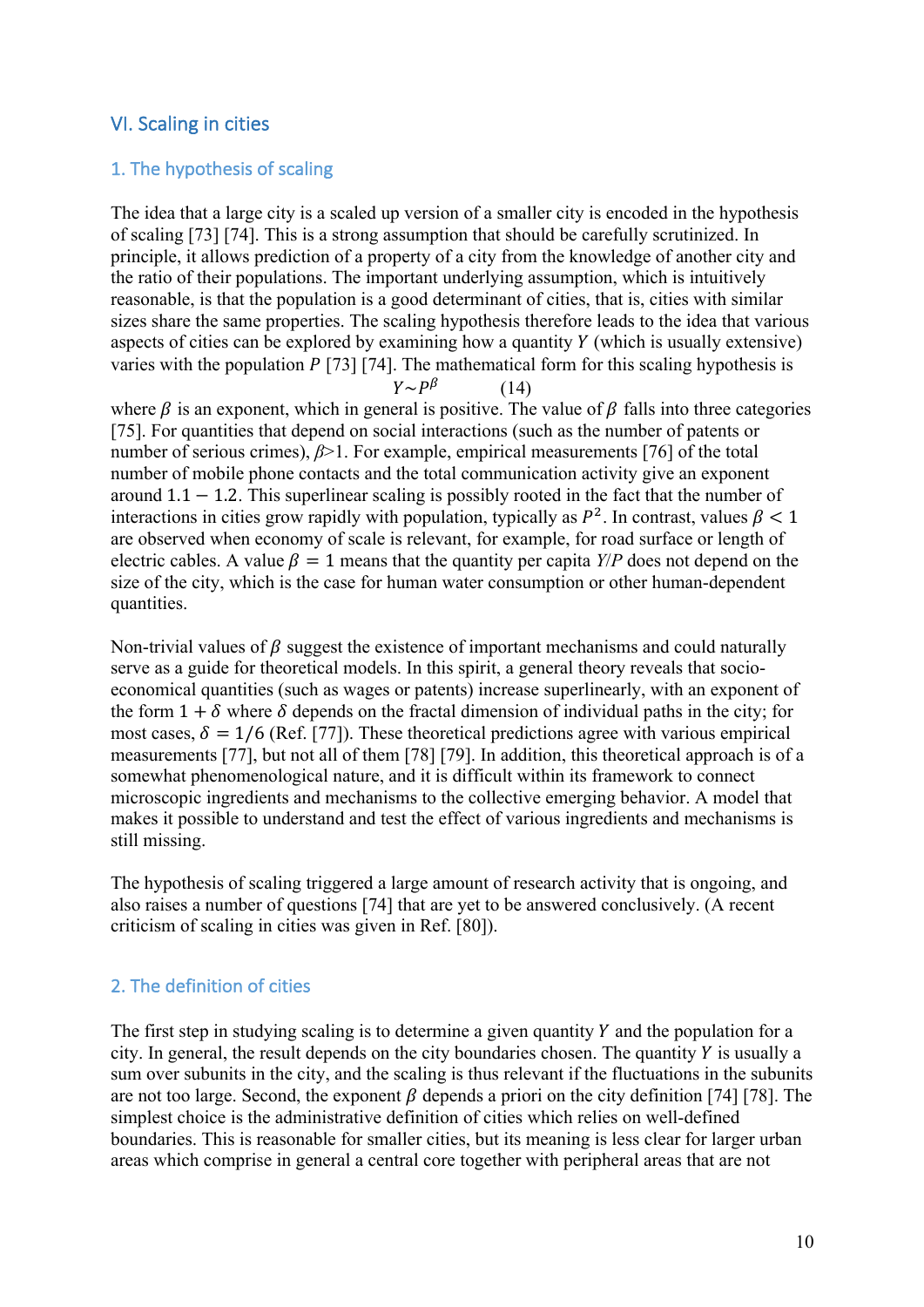## VI. Scaling in cities

### 1. The hypothesis of scaling

The idea that a large city is a scaled up version of a smaller city is encoded in the hypothesis of scaling [73] [74]. This is a strong assumption that should be carefully scrutinized. In principle, it allows prediction of a property of a city from the knowledge of another city and the ratio of their populations. The important underlying assumption, which is intuitively reasonable, is that the population is a good determinant of cities, that is, cities with similar sizes share the same properties. The scaling hypothesis therefore leads to the idea that various aspects of cities can be explored by examining how a quantity $Y$ (which is usually extensive) varies with the population $P$ [73] [74]. The mathematical form for this scaling hypothesis is

$$Y \sim P^{\beta} \qquad (14)$$

where $\beta$ is an exponent, which in general is positive. The value of $\beta$ falls into three categories [75]. For quantities that depend on social interactions (such as the number of patents or number of serious crimes), $\beta>1$. For example, empirical measurements [76] of the total number of mobile phone contacts and the total communication activity give an exponent around $1.1-1.2$. This superlinear scaling is possibly rooted in the fact that the number of interactions in cities grow rapidly with population, typically as $P^2$. In contrast, values $\beta<1$ are observed when economy of scale is relevant, for example, for road surface or length of electric cables. A value $\beta=1$ means that the quantity per capita $Y/P$ does not depend on the size of the city, which is the case for human water consumption or other human-dependent quantities.

Non-trivial values of $\beta$ suggest the existence of important mechanisms and could naturally serve as a guide for theoretical models. In this spirit, a general theory reveals that socio-economical quantities (such as wages or patents) increase superlinearly, with an exponent of the form $1+\delta$ where $\delta$ depends on the fractal dimension of individual paths in the city; for most cases, $\delta=1/6$ (Ref. [77]). These theoretical predictions agree with various empirical measurements [77], but not all of them [78] [79]. In addition, this theoretical approach is of a somewhat phenomenological nature, and it is difficult within its framework to connect microscopic ingredients and mechanisms to the collective emerging behavior. A model that makes it possible to understand and test the effect of various ingredients and mechanisms is still missing.

The hypothesis of scaling triggered a large amount of research activity that is ongoing, and also raises a number of questions [74] that are yet to be answered conclusively. (A recent criticism of scaling in cities was given in Ref. [80]).

### 2. The definition of cities

The first step in studying scaling is to determine a given quantity $Y$ and the population for a city. In general, the result depends on the city boundaries chosen. The quantity $Y$ is usually a sum over subunits in the city, and the scaling is thus relevant if the fluctuations in the subunits are not too large. Second, the exponent $\beta$ depends a priori on the city definition [74] [78]. The simplest choice is the administrative definition of cities which relies on well-defined boundaries. This is reasonable for smaller cities, but its meaning is less clear for larger urban areas which comprise in general a central core together with peripheral areas that are not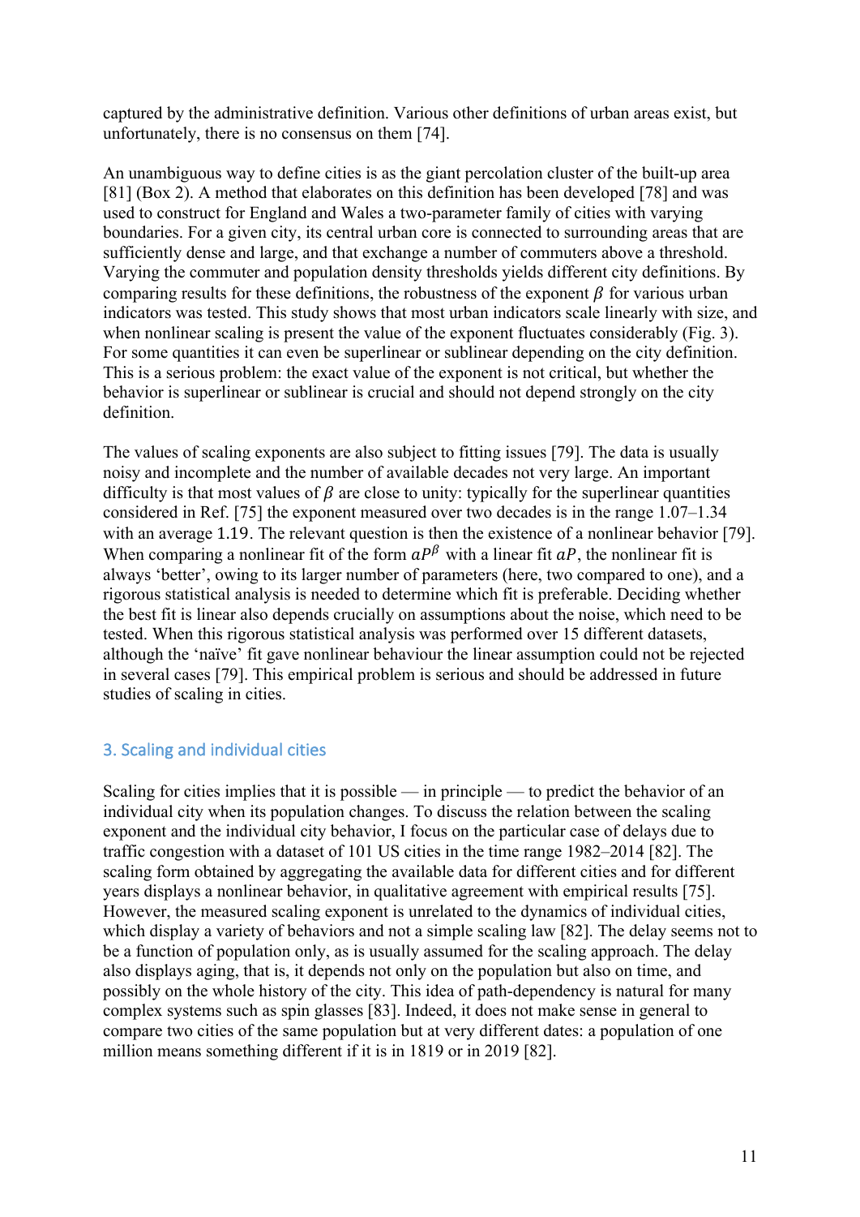captured by the administrative definition. Various other definitions of urban areas exist, but unfortunately, there is no consensus on them [74].

An unambiguous way to define cities is as the giant percolation cluster of the built-up area [81] (Box 2). A method that elaborates on this definition has been developed [78] and was used to construct for England and Wales a two-parameter family of cities with varying boundaries. For a given city, its central urban core is connected to surrounding areas that are sufficiently dense and large, and that exchange a number of commuters above a threshold. Varying the commuter and population density thresholds yields different city definitions. By comparing results for these definitions, the robustness of the exponent $\beta$ for various urban indicators was tested. This study shows that most urban indicators scale linearly with size, and when nonlinear scaling is present the value of the exponent fluctuates considerably (Fig. 3). For some quantities it can even be superlinear or sublinear depending on the city definition. This is a serious problem: the exact value of the exponent is not critical, but whether the behavior is superlinear or sublinear is crucial and should not depend strongly on the city definition.

The values of scaling exponents are also subject to fitting issues [79]. The data is usually noisy and incomplete and the number of available decades not very large. An important difficulty is that most values of $\beta$ are close to unity: typically for the superlinear quantities considered in Ref. [75] the exponent measured over two decades is in the range 1.07–1.34 with an average 1.19. The relevant question is then the existence of a nonlinear behavior [79]. When comparing a nonlinear fit of the form $aP^{\beta}$ with a linear fit $aP$, the nonlinear fit is always 'better', owing to its larger number of parameters (here, two compared to one), and a rigorous statistical analysis is needed to determine which fit is preferable. Deciding whether the best fit is linear also depends crucially on assumptions about the noise, which need to be tested. When this rigorous statistical analysis was performed over 15 different datasets, although the 'naïve' fit gave nonlinear behaviour the linear assumption could not be rejected in several cases [79]. This empirical problem is serious and should be addressed in future studies of scaling in cities.

## 3. Scaling and individual cities

Scaling for cities implies that it is possible — in principle — to predict the behavior of an individual city when its population changes. To discuss the relation between the scaling exponent and the individual city behavior, I focus on the particular case of delays due to traffic congestion with a dataset of 101 US cities in the time range 1982–2014 [82]. The scaling form obtained by aggregating the available data for different cities and for different years displays a nonlinear behavior, in qualitative agreement with empirical results [75]. However, the measured scaling exponent is unrelated to the dynamics of individual cities, which display a variety of behaviors and not a simple scaling law [82]. The delay seems not to be a function of population only, as is usually assumed for the scaling approach. The delay also displays aging, that is, it depends not only on the population but also on time, and possibly on the whole history of the city. This idea of path-dependency is natural for many complex systems such as spin glasses [83]. Indeed, it does not make sense in general to compare two cities of the same population but at very different dates: a population of one million means something different if it is in 1819 or in 2019 [82].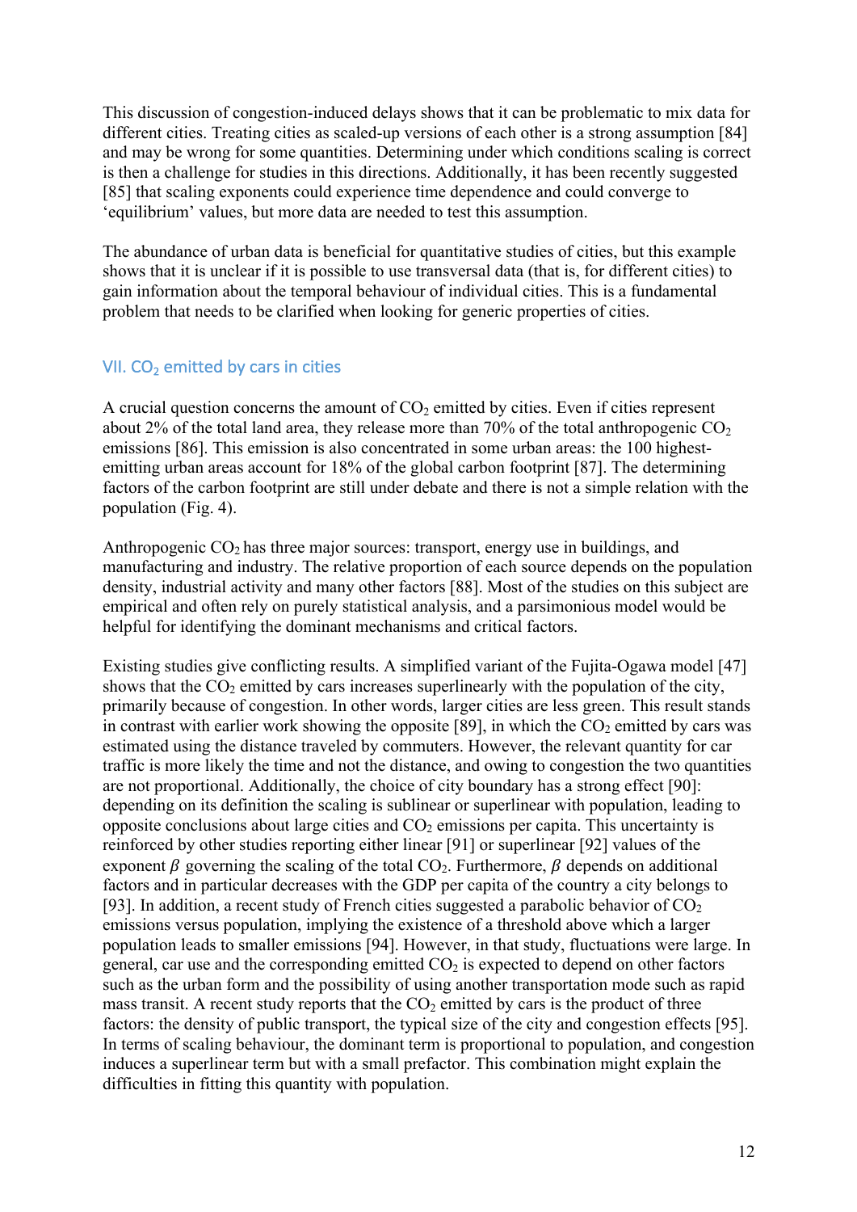This discussion of congestion-induced delays shows that it can be problematic to mix data for different cities. Treating cities as scaled-up versions of each other is a strong assumption [84] and may be wrong for some quantities. Determining under which conditions scaling is correct is then a challenge for studies in this directions. Additionally, it has been recently suggested [85] that scaling exponents could experience time dependence and could converge to 'equilibrium' values, but more data are needed to test this assumption.

The abundance of urban data is beneficial for quantitative studies of cities, but this example shows that it is unclear if it is possible to use transversal data (that is, for different cities) to gain information about the temporal behaviour of individual cities. This is a fundamental problem that needs to be clarified when looking for generic properties of cities.

## VII. $CO_2$ emitted by cars in cities

A crucial question concerns the amount of $CO_2$ emitted by cities. Even if cities represent about 2% of the total land area, they release more than 70% of the total anthropogenic $CO_2$ emissions [86]. This emission is also concentrated in some urban areas: the 100 highest-emitting urban areas account for 18% of the global carbon footprint [87]. The determining factors of the carbon footprint are still under debate and there is not a simple relation with the population (Fig. 4).

Anthropogenic $CO_2$ has three major sources: transport, energy use in buildings, and manufacturing and industry. The relative proportion of each source depends on the population density, industrial activity and many other factors [88]. Most of the studies on this subject are empirical and often rely on purely statistical analysis, and a parsimonious model would be helpful for identifying the dominant mechanisms and critical factors.

Existing studies give conflicting results. A simplified variant of the Fujita-Ogawa model [47] shows that the $CO_2$ emitted by cars increases superlinearly with the population of the city, primarily because of congestion. In other words, larger cities are less green. This result stands in contrast with earlier work showing the opposite [89], in which the $CO_2$ emitted by cars was estimated using the distance traveled by commuters. However, the relevant quantity for car traffic is more likely the time and not the distance, and owing to congestion the two quantities are not proportional. Additionally, the choice of city boundary has a strong effect [90]: depending on its definition the scaling is sublinear or superlinear with population, leading to opposite conclusions about large cities and $CO_2$ emissions per capita. This uncertainty is reinforced by other studies reporting either linear [91] or superlinear [92] values of the exponent $\beta$ governing the scaling of the total $CO_2$. Furthermore, $\beta$ depends on additional factors and in particular decreases with the GDP per capita of the country a city belongs to [93]. In addition, a recent study of French cities suggested a parabolic behavior of $CO_2$ emissions versus population, implying the existence of a threshold above which a larger population leads to smaller emissions [94]. However, in that study, fluctuations were large. In general, car use and the corresponding emitted $CO_2$ is expected to depend on other factors such as the urban form and the possibility of using another transportation mode such as rapid mass transit. A recent study reports that the $CO_2$ emitted by cars is the product of three factors: the density of public transport, the typical size of the city and congestion effects [95]. In terms of scaling behaviour, the dominant term is proportional to population, and congestion induces a superlinear term but with a small prefactor. This combination might explain the difficulties in fitting this quantity with population.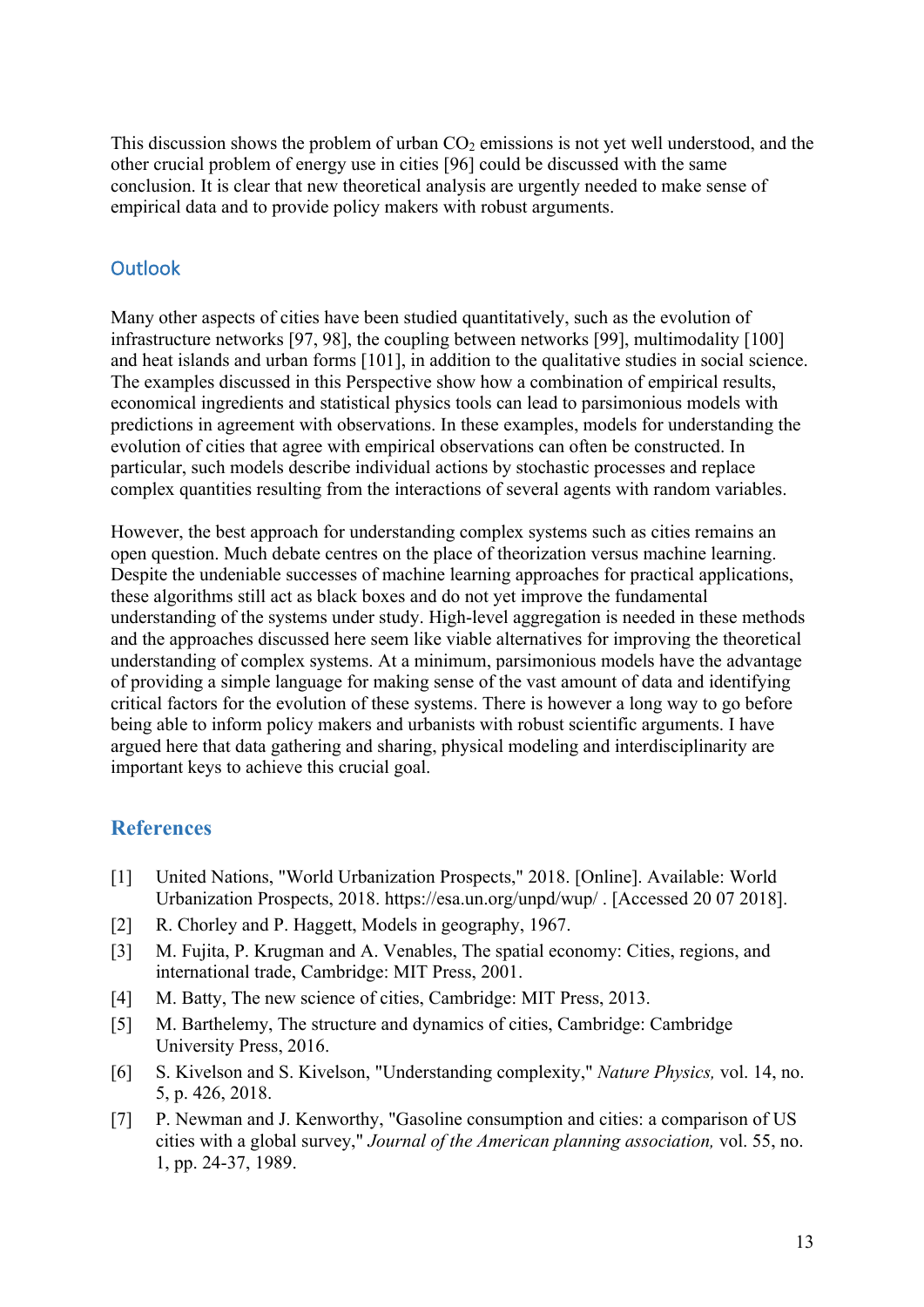This discussion shows the problem of urban $CO_2$ emissions is not yet well understood, and the other crucial problem of energy use in cities [96] could be discussed with the same conclusion. It is clear that new theoretical analysis are urgently needed to make sense of empirical data and to provide policy makers with robust arguments.

## Outlook

Many other aspects of cities have been studied quantitatively, such as the evolution of infrastructure networks [97, 98], the coupling between networks [99], multimodality [100] and heat islands and urban forms [101], in addition to the qualitative studies in social science. The examples discussed in this Perspective show how a combination of empirical results, economical ingredients and statistical physics tools can lead to parsimonious models with predictions in agreement with observations. In these examples, models for understanding the evolution of cities that agree with empirical observations can often be constructed. In particular, such models describe individual actions by stochastic processes and replace complex quantities resulting from the interactions of several agents with random variables.

However, the best approach for understanding complex systems such as cities remains an open question. Much debate centres on the place of theorization versus machine learning. Despite the undeniable successes of machine learning approaches for practical applications, these algorithms still act as black boxes and do not yet improve the fundamental understanding of the systems under study. High-level aggregation is needed in these methods and the approaches discussed here seem like viable alternatives for improving the theoretical understanding of complex systems. At a minimum, parsimonious models have the advantage of providing a simple language for making sense of the vast amount of data and identifying critical factors for the evolution of these systems. There is however a long way to go before being able to inform policy makers and urbanists with robust scientific arguments. I have argued here that data gathering and sharing, physical modeling and interdisciplinarity are important keys to achieve this crucial goal.

# References

[1] United Nations, "World Urbanization Prospects," 2018. [Online]. Available: World Urbanization Prospects, 2018. https://esa.un.org/unpd/wup/ . [Accessed 20 07 2018].

[2] R. Chorley and P. Haggett, Models in geography, 1967.

[3] M. Fujita, P. Krugman and A. Venables, The spatial economy: Cities, regions, and international trade, Cambridge: MIT Press, 2001.

[4] M. Batty, The new science of cities, Cambridge: MIT Press, 2013.

[5] M. Barthelemy, The structure and dynamics of cities, Cambridge: Cambridge University Press, 2016.

[6] S. Kivelson and S. Kivelson, "Understanding complexity," *Nature Physics,* vol. 14, no. 5, p. 426, 2018.

[7] P. Newman and J. Kenworthy, "Gasoline consumption and cities: a comparison of US cities with a global survey," *Journal of the American planning association,* vol. 55, no. 1, pp. 24-37, 1989.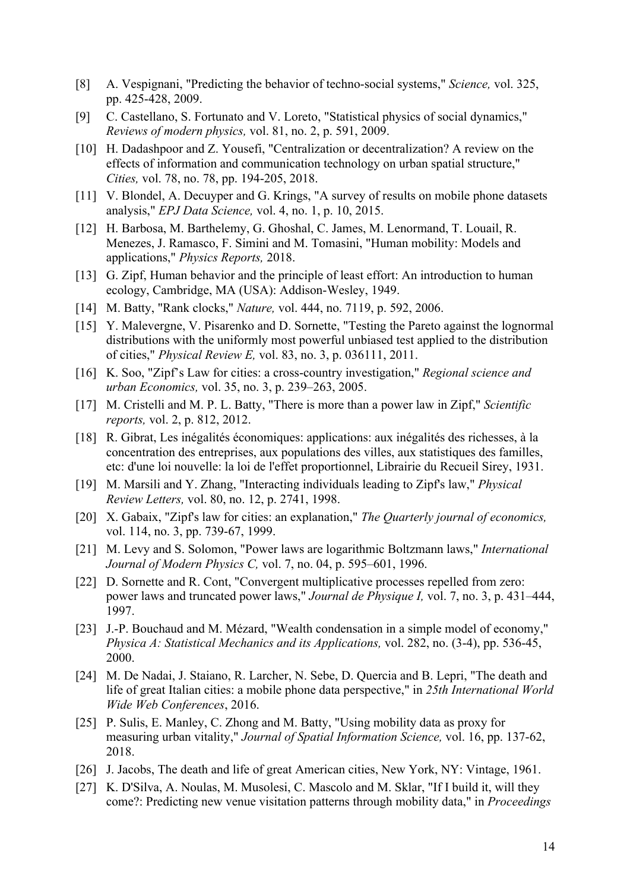[8] A. Vespignani, "Predicting the behavior of techno-social systems," *Science,* vol. 325, pp. 425-428, 2009.

[9] C. Castellano, S. Fortunato and V. Loreto, "Statistical physics of social dynamics," *Reviews of modern physics,* vol. 81, no. 2, p. 591, 2009.

[10] H. Dadashpoor and Z. Yousefi, "Centralization or decentralization? A review on the effects of information and communication technology on urban spatial structure," *Cities,* vol. 78, no. 78, pp. 194-205, 2018.

[11] V. Blondel, A. Decuyper and G. Krings, "A survey of results on mobile phone datasets analysis," *EPJ Data Science,* vol. 4, no. 1, p. 10, 2015.

[12] H. Barbosa, M. Barthelemy, G. Ghoshal, C. James, M. Lenormand, T. Louail, R. Menezes, J. Ramasco, F. Simini and M. Tomasini, "Human mobility: Models and applications," *Physics Reports,* 2018.

[13] G. Zipf, Human behavior and the principle of least effort: An introduction to human ecology, Cambridge, MA (USA): Addison-Wesley, 1949.

[14] M. Batty, "Rank clocks," *Nature,* vol. 444, no. 7119, p. 592, 2006.

[15] Y. Malevergne, V. Pisarenko and D. Sornette, "Testing the Pareto against the lognormal distributions with the uniformly most powerful unbiased test applied to the distribution of cities," *Physical Review E,* vol. 83, no. 3, p. 036111, 2011.

[16] K. Soo, "Zipf's Law for cities: a cross-country investigation," *Regional science and urban Economics,* vol. 35, no. 3, p. 239–263, 2005.

[17] M. Cristelli and M. P. L. Batty, "There is more than a power law in Zipf," *Scientific reports,* vol. 2, p. 812, 2012.

[18] R. Gibrat, Les inégalités économiques: applications: aux inégalités des richesses, à la concentration des entreprises, aux populations des villes, aux statistiques des familles, etc: d'une loi nouvelle: la loi de l'effet proportionnel, Librairie du Recueil Sirey, 1931.

[19] M. Marsili and Y. Zhang, "Interacting individuals leading to Zipf's law," *Physical Review Letters,* vol. 80, no. 12, p. 2741, 1998.

[20] X. Gabaix, "Zipf's law for cities: an explanation," *The Quarterly journal of economics,* vol. 114, no. 3, pp. 739-67, 1999.

[21] M. Levy and S. Solomon, "Power laws are logarithmic Boltzmann laws," *International Journal of Modern Physics C,* vol. 7, no. 04, p. 595–601, 1996.

[22] D. Sornette and R. Cont, "Convergent multiplicative processes repelled from zero: power laws and truncated power laws," *Journal de Physique I,* vol. 7, no. 3, p. 431–444, 1997.

[23] J.-P. Bouchaud and M. Mézard, "Wealth condensation in a simple model of economy," *Physica A: Statistical Mechanics and its Applications,* vol. 282, no. (3-4), pp. 536-45, 2000.

[24] M. De Nadai, J. Staiano, R. Larcher, N. Sebe, D. Quercia and B. Lepri, "The death and life of great Italian cities: a mobile phone data perspective," in *25th International World Wide Web Conferences*, 2016.

[25] P. Sulis, E. Manley, C. Zhong and M. Batty, "Using mobility data as proxy for measuring urban vitality," *Journal of Spatial Information Science,* vol. 16, pp. 137-62, 2018.

[26] J. Jacobs, The death and life of great American cities, New York, NY: Vintage, 1961.

[27] K. D'Silva, A. Noulas, M. Musolesi, C. Mascolo and M. Sklar, "If I build it, will they come?: Predicting new venue visitation patterns through mobility data," in *Proceedings*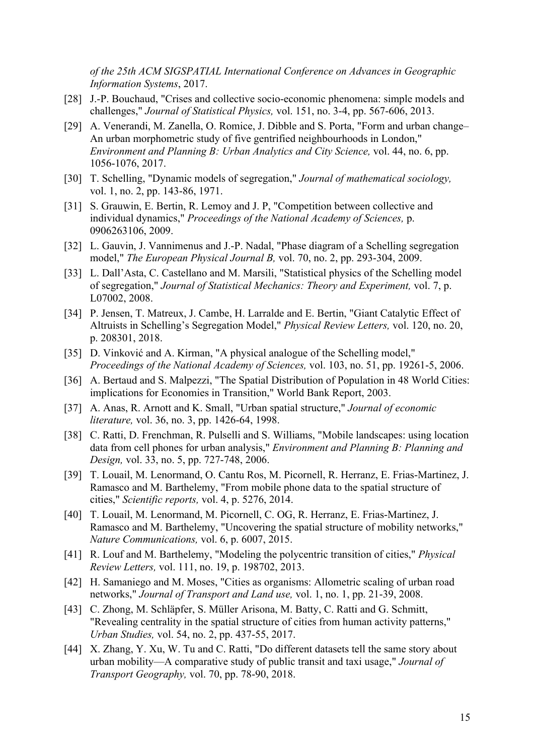*of the 25th ACM SIGSPATIAL International Conference on Advances in Geographic Information Systems*, 2017.

[28] J.-P. Bouchaud, "Crises and collective socio-economic phenomena: simple models and challenges," *Journal of Statistical Physics,* vol. 151, no. 3-4, pp. 567-606, 2013.

[29] A. Venerandi, M. Zanella, O. Romice, J. Dibble and S. Porta, "Form and urban change– An urban morphometric study of five gentrified neighbourhoods in London," *Environment and Planning B: Urban Analytics and City Science,* vol. 44, no. 6, pp. 1056-1076, 2017.

[30] T. Schelling, "Dynamic models of segregation," *Journal of mathematical sociology,* vol. 1, no. 2, pp. 143-86, 1971.

[31] S. Grauwin, E. Bertin, R. Lemoy and J. P, "Competition between collective and individual dynamics," *Proceedings of the National Academy of Sciences,* p. 0906263106, 2009.

[32] L. Gauvin, J. Vannimenus and J.-P. Nadal, "Phase diagram of a Schelling segregation model," *The European Physical Journal B,* vol. 70, no. 2, pp. 293-304, 2009.

[33] L. Dall'Asta, C. Castellano and M. Marsili, "Statistical physics of the Schelling model of segregation," *Journal of Statistical Mechanics: Theory and Experiment,* vol. 7, p. L07002, 2008.

[34] P. Jensen, T. Matreux, J. Cambe, H. Larralde and E. Bertin, "Giant Catalytic Effect of Altruists in Schelling's Segregation Model," *Physical Review Letters,* vol. 120, no. 20, p. 208301, 2018.

[35] D. Vinković and A. Kirman, "A physical analogue of the Schelling model," *Proceedings of the National Academy of Sciences,* vol. 103, no. 51, pp. 19261-5, 2006.

[36] A. Bertaud and S. Malpezzi, "The Spatial Distribution of Population in 48 World Cities: implications for Economies in Transition," World Bank Report, 2003.

[37] A. Anas, R. Arnott and K. Small, "Urban spatial structure," *Journal of economic literature,* vol. 36, no. 3, pp. 1426-64, 1998.

[38] C. Ratti, D. Frenchman, R. Pulselli and S. Williams, "Mobile landscapes: using location data from cell phones for urban analysis," *Environment and Planning B: Planning and Design,* vol. 33, no. 5, pp. 727-748, 2006.

[39] T. Louail, M. Lenormand, O. Cantu Ros, M. Picornell, R. Herranz, E. Frias-Martinez, J. Ramasco and M. Barthelemy, "From mobile phone data to the spatial structure of cities," *Scientific reports,* vol. 4, p. 5276, 2014.

[40] T. Louail, M. Lenormand, M. Picornell, C. OG, R. Herranz, E. Frias-Martinez, J. Ramasco and M. Barthelemy, "Uncovering the spatial structure of mobility networks," *Nature Communications,* vol. 6, p. 6007, 2015.

[41] R. Louf and M. Barthelemy, "Modeling the polycentric transition of cities," *Physical Review Letters,* vol. 111, no. 19, p. 198702, 2013.

[42] H. Samaniego and M. Moses, "Cities as organisms: Allometric scaling of urban road networks," *Journal of Transport and Land use,* vol. 1, no. 1, pp. 21-39, 2008.

[43] C. Zhong, M. Schläpfer, S. Müller Arisona, M. Batty, C. Ratti and G. Schmitt, "Revealing centrality in the spatial structure of cities from human activity patterns," *Urban Studies,* vol. 54, no. 2, pp. 437-55, 2017.

[44] X. Zhang, Y. Xu, W. Tu and C. Ratti, "Do different datasets tell the same story about urban mobility—A comparative study of public transit and taxi usage," *Journal of Transport Geography,* vol. 70, pp. 78-90, 2018.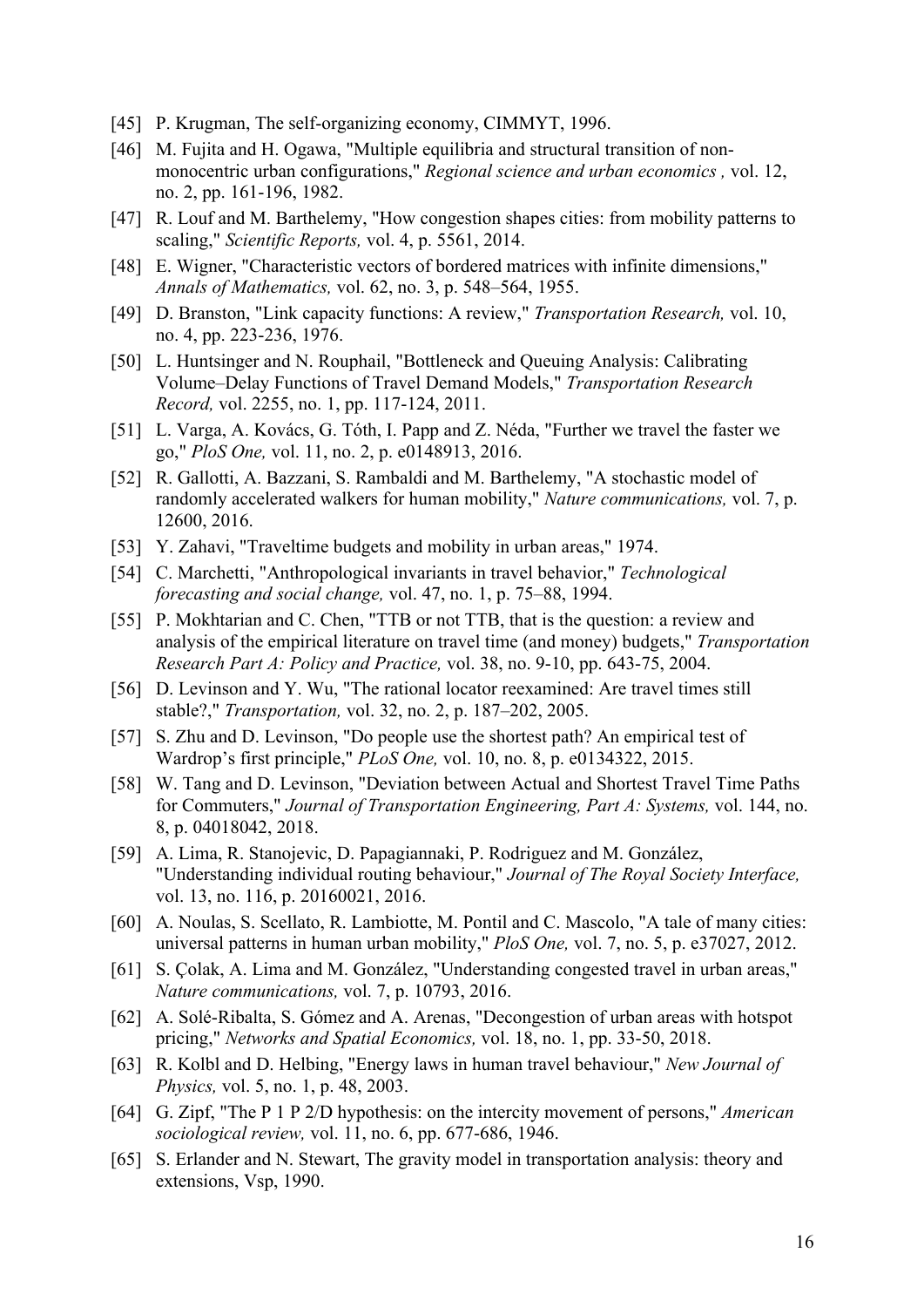[45] P. Krugman, The self-organizing economy, CIMMYT, 1996.

[46] M. Fujita and H. Ogawa, "Multiple equilibria and structural transition of non-monocentric urban configurations," *Regional science and urban economics ,* vol. 12, no. 2, pp. 161-196, 1982.

[47] R. Louf and M. Barthelemy, "How congestion shapes cities: from mobility patterns to scaling," *Scientific Reports,* vol. 4, p. 5561, 2014.

[48] E. Wigner, "Characteristic vectors of bordered matrices with infinite dimensions," *Annals of Mathematics,* vol. 62, no. 3, p. 548–564, 1955.

[49] D. Branston, "Link capacity functions: A review," *Transportation Research,* vol. 10, no. 4, pp. 223-236, 1976.

[50] L. Huntsinger and N. Rouphail, "Bottleneck and Queuing Analysis: Calibrating Volume–Delay Functions of Travel Demand Models," *Transportation Research Record,* vol. 2255, no. 1, pp. 117-124, 2011.

[51] L. Varga, A. Kovács, G. Tóth, I. Papp and Z. Néda, "Further we travel the faster we go," *PloS One,* vol. 11, no. 2, p. e0148913, 2016.

[52] R. Gallotti, A. Bazzani, S. Rambaldi and M. Barthelemy, "A stochastic model of randomly accelerated walkers for human mobility," *Nature communications,* vol. 7, p. 12600, 2016.

[53] Y. Zahavi, "Traveltime budgets and mobility in urban areas," 1974.

[54] C. Marchetti, "Anthropological invariants in travel behavior," *Technological forecasting and social change,* vol. 47, no. 1, p. 75–88, 1994.

[55] P. Mokhtarian and C. Chen, "TTB or not TTB, that is the question: a review and analysis of the empirical literature on travel time (and money) budgets," *Transportation Research Part A: Policy and Practice,* vol. 38, no. 9-10, pp. 643-75, 2004.

[56] D. Levinson and Y. Wu, "The rational locator reexamined: Are travel times still stable?," *Transportation,* vol. 32, no. 2, p. 187–202, 2005.

[57] S. Zhu and D. Levinson, "Do people use the shortest path? An empirical test of Wardrop's first principle," *PLoS One,* vol. 10, no. 8, p. e0134322, 2015.

[58] W. Tang and D. Levinson, "Deviation between Actual and Shortest Travel Time Paths for Commuters," *Journal of Transportation Engineering, Part A: Systems,* vol. 144, no. 8, p. 04018042, 2018.

[59] A. Lima, R. Stanojevic, D. Papagiannaki, P. Rodriguez and M. González, "Understanding individual routing behaviour," *Journal of The Royal Society Interface,* vol. 13, no. 116, p. 20160021, 2016.

[60] A. Noulas, S. Scellato, R. Lambiotte, M. Pontil and C. Mascolo, "A tale of many cities: universal patterns in human urban mobility," *PloS One,* vol. 7, no. 5, p. e37027, 2012.

[61] S. Çolak, A. Lima and M. González, "Understanding congested travel in urban areas," *Nature communications,* vol. 7, p. 10793, 2016.

[62] A. Solé-Ribalta, S. Gómez and A. Arenas, "Decongestion of urban areas with hotspot pricing," *Networks and Spatial Economics,* vol. 18, no. 1, pp. 33-50, 2018.

[63] R. Kolbl and D. Helbing, "Energy laws in human travel behaviour," *New Journal of Physics,* vol. 5, no. 1, p. 48, 2003.

[64] G. Zipf, "The P 1 P 2/D hypothesis: on the intercity movement of persons," *American sociological review,* vol. 11, no. 6, pp. 677-686, 1946.

[65] S. Erlander and N. Stewart, The gravity model in transportation analysis: theory and extensions, Vsp, 1990.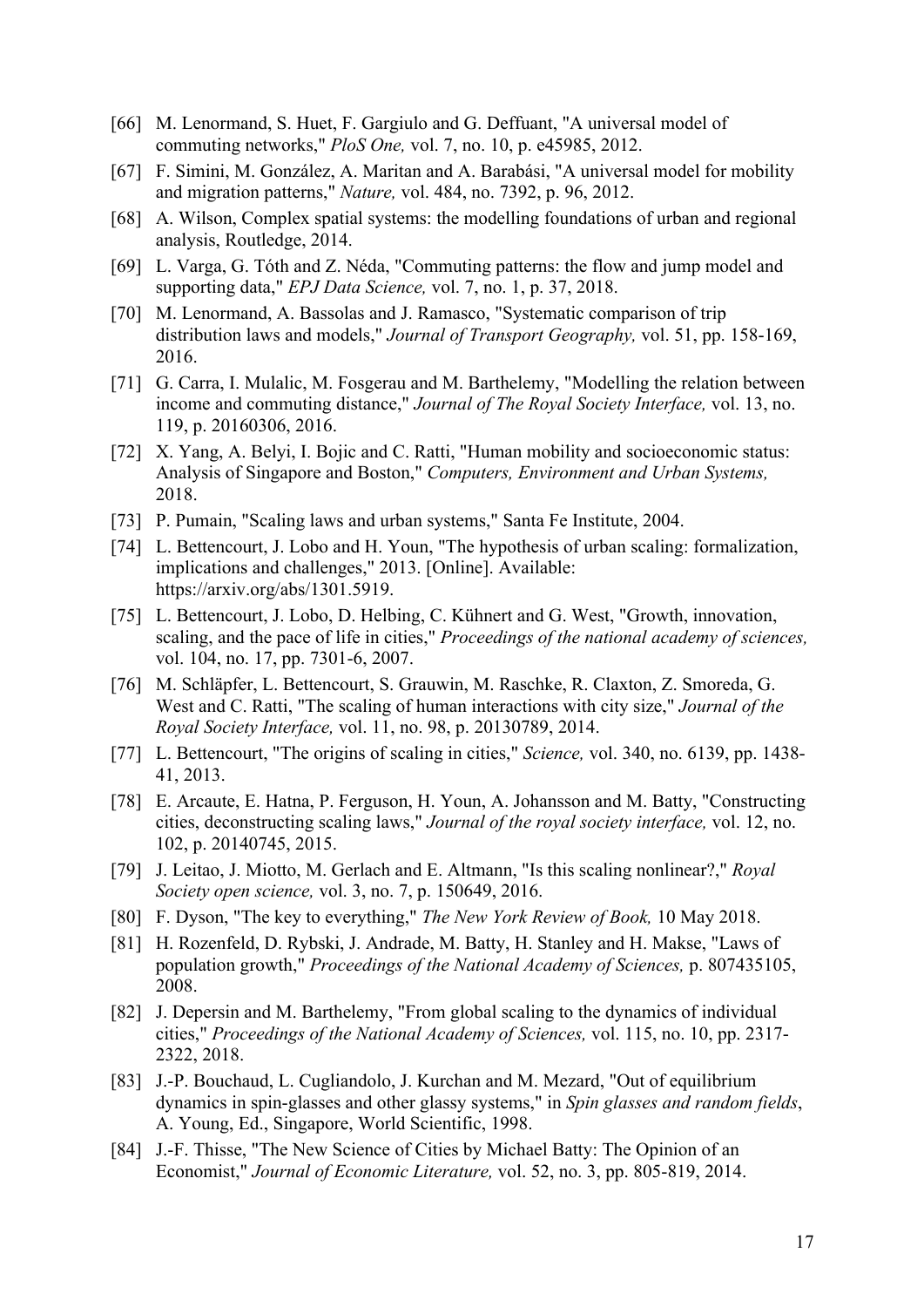[66] M. Lenormand, S. Huet, F. Gargiulo and G. Deffuant, "A universal model of commuting networks," *PloS One,* vol. 7, no. 10, p. e45985, 2012.

[67] F. Simini, M. González, A. Maritan and A. Barabási, "A universal model for mobility and migration patterns," *Nature,* vol. 484, no. 7392, p. 96, 2012.

[68] A. Wilson, Complex spatial systems: the modelling foundations of urban and regional analysis, Routledge, 2014.

[69] L. Varga, G. Tóth and Z. Néda, "Commuting patterns: the flow and jump model and supporting data," *EPJ Data Science,* vol. 7, no. 1, p. 37, 2018.

[70] M. Lenormand, A. Bassolas and J. Ramasco, "Systematic comparison of trip distribution laws and models," *Journal of Transport Geography,* vol. 51, pp. 158-169, 2016.

[71] G. Carra, I. Mulalic, M. Fosgerau and M. Barthelemy, "Modelling the relation between income and commuting distance," *Journal of The Royal Society Interface,* vol. 13, no. 119, p. 20160306, 2016.

[72] X. Yang, A. Belyi, I. Bojic and C. Ratti, "Human mobility and socioeconomic status: Analysis of Singapore and Boston," *Computers, Environment and Urban Systems,* 2018.

[73] P. Pumain, "Scaling laws and urban systems," Santa Fe Institute, 2004.

[74] L. Bettencourt, J. Lobo and H. Youn, "The hypothesis of urban scaling: formalization, implications and challenges," 2013. [Online]. Available: https://arxiv.org/abs/1301.5919.

[75] L. Bettencourt, J. Lobo, D. Helbing, C. Kühnert and G. West, "Growth, innovation, scaling, and the pace of life in cities," *Proceedings of the national academy of sciences,* vol. 104, no. 17, pp. 7301-6, 2007.

[76] M. Schläpfer, L. Bettencourt, S. Grauwin, M. Raschke, R. Claxton, Z. Smoreda, G. West and C. Ratti, "The scaling of human interactions with city size," *Journal of the Royal Society Interface,* vol. 11, no. 98, p. 20130789, 2014.

[77] L. Bettencourt, "The origins of scaling in cities," *Science,* vol. 340, no. 6139, pp. 1438-41, 2013.

[78] E. Arcaute, E. Hatna, P. Ferguson, H. Youn, A. Johansson and M. Batty, "Constructing cities, deconstructing scaling laws," *Journal of the royal society interface,* vol. 12, no. 102, p. 20140745, 2015.

[79] J. Leitao, J. Miotto, M. Gerlach and E. Altmann, "Is this scaling nonlinear?," *Royal Society open science,* vol. 3, no. 7, p. 150649, 2016.

[80] F. Dyson, "The key to everything," *The New York Review of Book,* 10 May 2018.

[81] H. Rozenfeld, D. Rybski, J. Andrade, M. Batty, H. Stanley and H. Makse, "Laws of population growth," *Proceedings of the National Academy of Sciences,* p. 807435105, 2008.

[82] J. Depersin and M. Barthelemy, "From global scaling to the dynamics of individual cities," *Proceedings of the National Academy of Sciences,* vol. 115, no. 10, pp. 2317-2322, 2018.

[83] J.-P. Bouchaud, L. Cugliandolo, J. Kurchan and M. Mezard, "Out of equilibrium dynamics in spin-glasses and other glassy systems," in *Spin glasses and random fields*, A. Young, Ed., Singapore, World Scientific, 1998.

[84] J.-F. Thisse, "The New Science of Cities by Michael Batty: The Opinion of an Economist," *Journal of Economic Literature,* vol. 52, no. 3, pp. 805-819, 2014.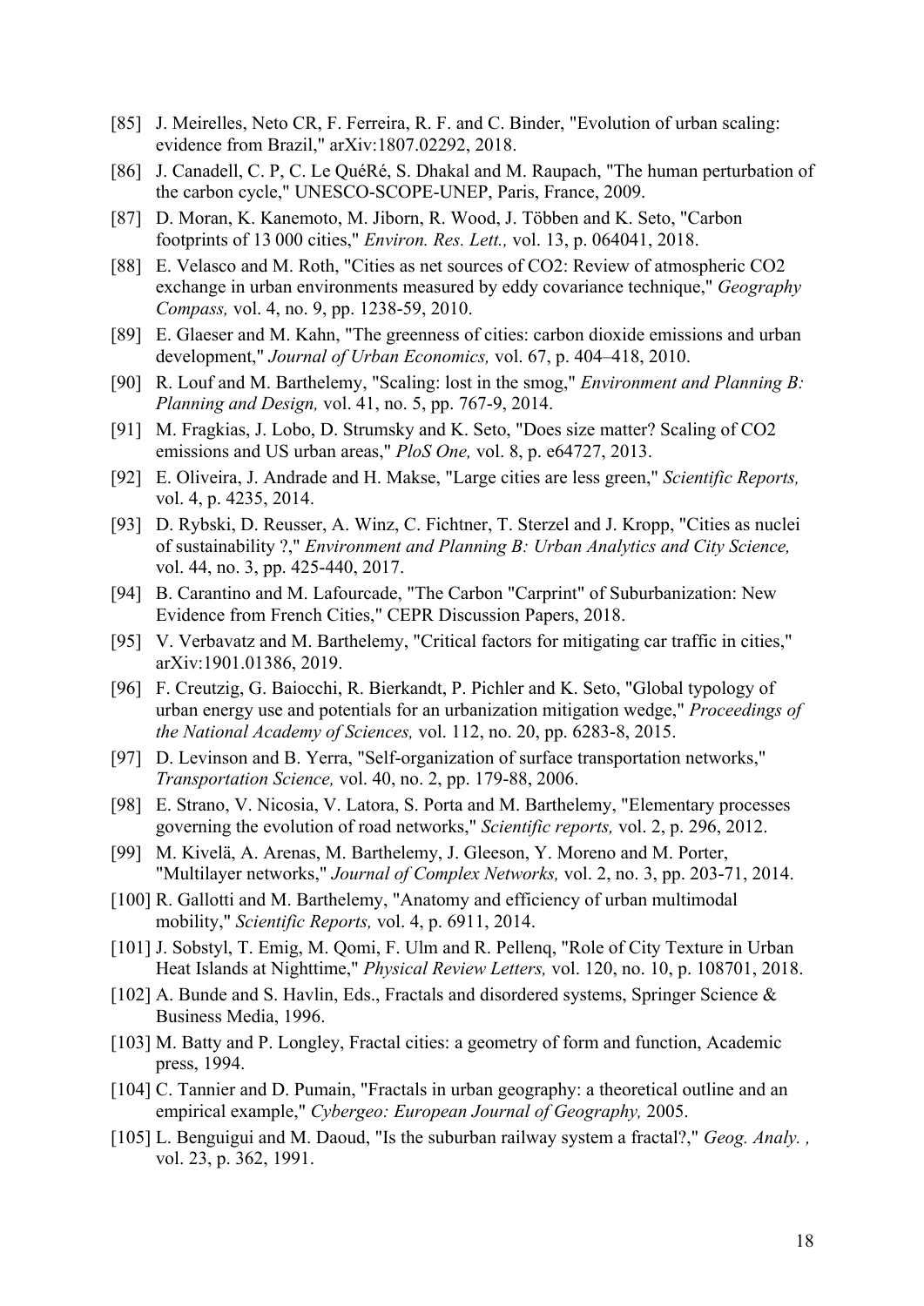[85] J. Meirelles, Neto CR, F. Ferreira, R. F. and C. Binder, "Evolution of urban scaling: evidence from Brazil," arXiv:1807.02292, 2018.

[86] J. Canadell, C. P, C. Le QuéRé, S. Dhakal and M. Raupach, "The human perturbation of the carbon cycle," UNESCO-SCOPE-UNEP, Paris, France, 2009.

[87] D. Moran, K. Kanemoto, M. Jiborn, R. Wood, J. Többen and K. Seto, "Carbon footprints of 13 000 cities," *Environ. Res. Lett.,* vol. 13, p. 064041, 2018.

[88] E. Velasco and M. Roth, "Cities as net sources of CO2: Review of atmospheric CO2 exchange in urban environments measured by eddy covariance technique," *Geography Compass,* vol. 4, no. 9, pp. 1238-59, 2010.

[89] E. Glaeser and M. Kahn, "The greenness of cities: carbon dioxide emissions and urban development," *Journal of Urban Economics,* vol. 67, p. 404–418, 2010.

[90] R. Louf and M. Barthelemy, "Scaling: lost in the smog," *Environment and Planning B: Planning and Design,* vol. 41, no. 5, pp. 767-9, 2014.

[91] M. Fragkias, J. Lobo, D. Strumsky and K. Seto, "Does size matter? Scaling of CO2 emissions and US urban areas," *PloS One,* vol. 8, p. e64727, 2013.

[92] E. Oliveira, J. Andrade and H. Makse, "Large cities are less green," *Scientific Reports,* vol. 4, p. 4235, 2014.

[93] D. Rybski, D. Reusser, A. Winz, C. Fichtner, T. Sterzel and J. Kropp, "Cities as nuclei of sustainability ?," *Environment and Planning B: Urban Analytics and City Science,* vol. 44, no. 3, pp. 425-440, 2017.

[94] B. Carantino and M. Lafourcade, "The Carbon "Carprint" of Suburbanization: New Evidence from French Cities," CEPR Discussion Papers, 2018.

[95] V. Verbavatz and M. Barthelemy, "Critical factors for mitigating car traffic in cities," arXiv:1901.01386, 2019.

[96] F. Creutzig, G. Baiocchi, R. Bierkandt, P. Pichler and K. Seto, "Global typology of urban energy use and potentials for an urbanization mitigation wedge," *Proceedings of the National Academy of Sciences,* vol. 112, no. 20, pp. 6283-8, 2015.

[97] D. Levinson and B. Yerra, "Self-organization of surface transportation networks," *Transportation Science,* vol. 40, no. 2, pp. 179-88, 2006.

[98] E. Strano, V. Nicosia, V. Latora, S. Porta and M. Barthelemy, "Elementary processes governing the evolution of road networks," *Scientific reports,* vol. 2, p. 296, 2012.

[99] M. Kivelä, A. Arenas, M. Barthelemy, J. Gleeson, Y. Moreno and M. Porter, "Multilayer networks," *Journal of Complex Networks,* vol. 2, no. 3, pp. 203-71, 2014.

[100] R. Gallotti and M. Barthelemy, "Anatomy and efficiency of urban multimodal mobility," *Scientific Reports,* vol. 4, p. 6911, 2014.

[101] J. Sobstyl, T. Emig, M. Qomi, F. Ulm and R. Pellenq, "Role of City Texture in Urban Heat Islands at Nighttime," *Physical Review Letters,* vol. 120, no. 10, p. 108701, 2018.

[102] A. Bunde and S. Havlin, Eds., Fractals and disordered systems, Springer Science & Business Media, 1996.

[103] M. Batty and P. Longley, Fractal cities: a geometry of form and function, Academic press, 1994.

[104] C. Tannier and D. Pumain, "Fractals in urban geography: a theoretical outline and an empirical example," *Cybergeo: European Journal of Geography,* 2005.

[105] L. Benguigui and M. Daoud, "Is the suburban railway system a fractal?," *Geog. Analy. ,* vol. 23, p. 362, 1991.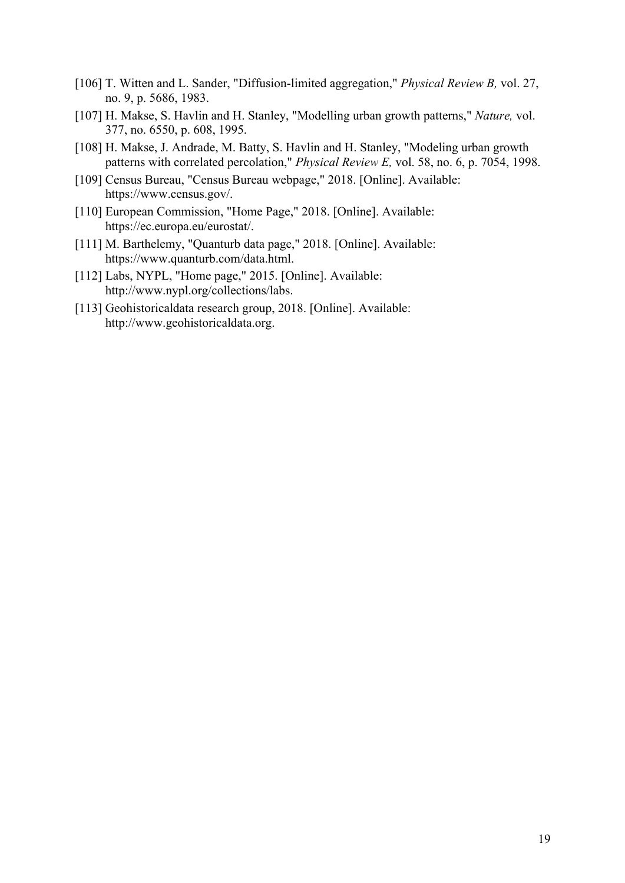[106] T. Witten and L. Sander, "Diffusion-limited aggregation," *Physical Review B,* vol. 27, no. 9, p. 5686, 1983.

[107] H. Makse, S. Havlin and H. Stanley, "Modelling urban growth patterns," *Nature,* vol. 377, no. 6550, p. 608, 1995.

[108] H. Makse, J. Andrade, M. Batty, S. Havlin and H. Stanley, "Modeling urban growth patterns with correlated percolation," *Physical Review E,* vol. 58, no. 6, p. 7054, 1998.

[109] Census Bureau, "Census Bureau webpage," 2018. [Online]. Available: https://www.census.gov/.

[110] European Commission, "Home Page," 2018. [Online]. Available: https://ec.europa.eu/eurostat/.

[111] M. Barthelemy, "Quanturb data page," 2018. [Online]. Available: https://www.quanturb.com/data.html.

[112] Labs, NYPL, "Home page," 2015. [Online]. Available: http://www.nypl.org/collections/labs.

[113] Geohistoricaldata research group, 2018. [Online]. Available: http://www.geohistoricaldata.org.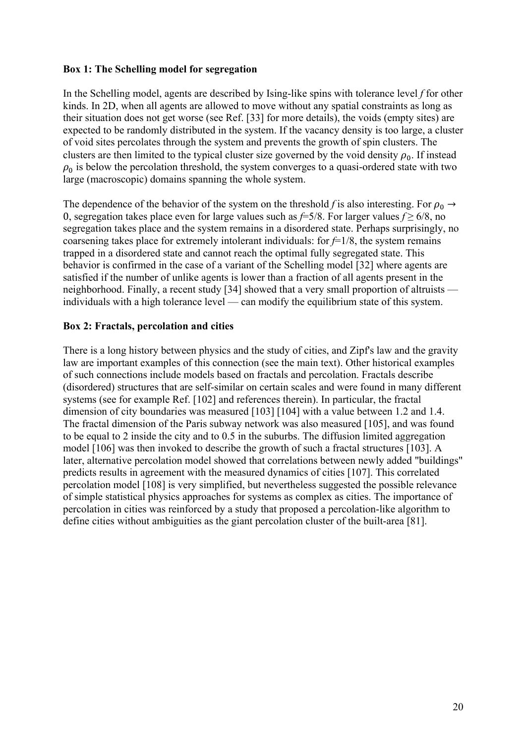**Box 1: The Schelling model for segregation**

In the Schelling model, agents are described by Ising-like spins with tolerance level $f$ for other kinds. In 2D, when all agents are allowed to move without any spatial constraints as long as their situation does not get worse (see Ref. [33] for more details), the voids (empty sites) are expected to be randomly distributed in the system. If the vacancy density is too large, a cluster of void sites percolates through the system and prevents the growth of spin clusters. The clusters are then limited to the typical cluster size governed by the void density $\rho_0$. If instead $\rho_0$ is below the percolation threshold, the system converges to a quasi-ordered state with two large (macroscopic) domains spanning the whole system.

The dependence of the behavior of the system on the threshold $f$ is also interesting. For $\rho_0 \to 0$, segregation takes place even for large values such as $f=5/8$. For larger values $f \geq 6/8$, no segregation takes place and the system remains in a disordered state. Perhaps surprisingly, no coarsening takes place for extremely intolerant individuals: for $f=1/8$, the system remains trapped in a disordered state and cannot reach the optimal fully segregated state. This behavior is confirmed in the case of a variant of the Schelling model [32] where agents are satisfied if the number of unlike agents is lower than a fraction of all agents present in the neighborhood. Finally, a recent study [34] showed that a very small proportion of altruists — individuals with a high tolerance level — can modify the equilibrium state of this system.

**Box 2: Fractals, percolation and cities**

There is a long history between physics and the study of cities, and Zipf's law and the gravity law are important examples of this connection (see the main text). Other historical examples of such connections include models based on fractals and percolation. Fractals describe (disordered) structures that are self-similar on certain scales and were found in many different systems (see for example Ref. [102] and references therein). In particular, the fractal dimension of city boundaries was measured [103] [104] with a value between 1.2 and 1.4. The fractal dimension of the Paris subway network was also measured [105], and was found to be equal to 2 inside the city and to 0.5 in the suburbs. The diffusion limited aggregation model [106] was then invoked to describe the growth of such a fractal structures [103]. A later, alternative percolation model showed that correlations between newly added "buildings" predicts results in agreement with the measured dynamics of cities [107]. This correlated percolation model [108] is very simplified, but nevertheless suggested the possible relevance of simple statistical physics approaches for systems as complex as cities. The importance of percolation in cities was reinforced by a study that proposed a percolation-like algorithm to define cities without ambiguities as the giant percolation cluster of the built-area [81].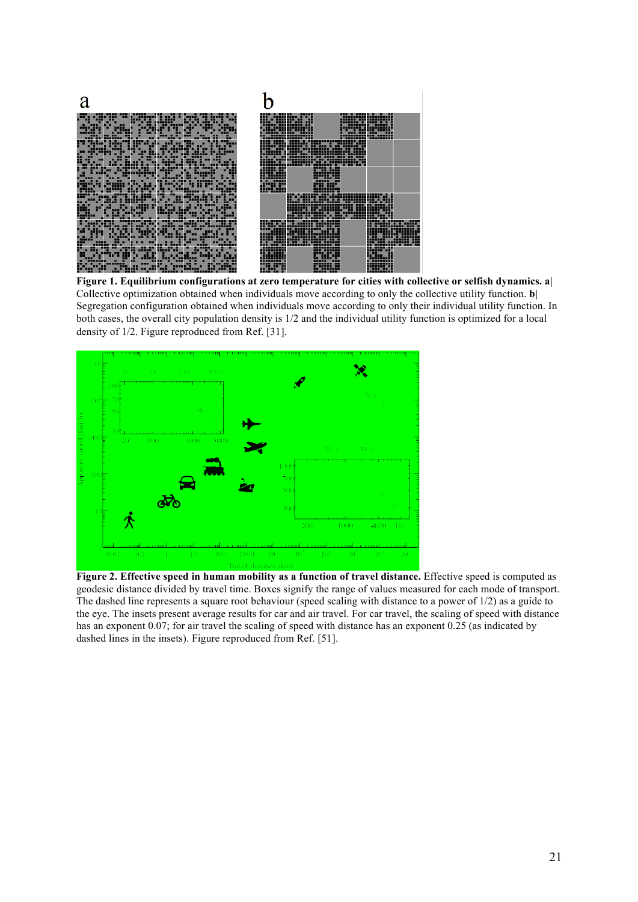**Figure 1. Equilibrium configurations at zero temperature for cities with collective or selfish dynamics. a|** Collective optimization obtained when individuals move according to only the collective utility function. **b|** Segregation configuration obtained when individuals move according to only their individual utility function. In both cases, the overall city population density is 1/2 and the individual utility function is optimized for a local density of 1/2. Figure reproduced from Ref. [31].

**Figure 2. Effective speed in human mobility as a function of travel distance.** Effective speed is computed as geodesic distance divided by travel time. Boxes signify the range of values measured for each mode of transport. The dashed line represents a square root behaviour (speed scaling with distance to a power of 1/2) as a guide to the eye. The insets present average results for car and air travel. For car travel, the scaling of speed with distance has an exponent 0.07; for air travel the scaling of speed with distance has an exponent 0.25 (as indicated by dashed lines in the insets). Figure reproduced from Ref. [51].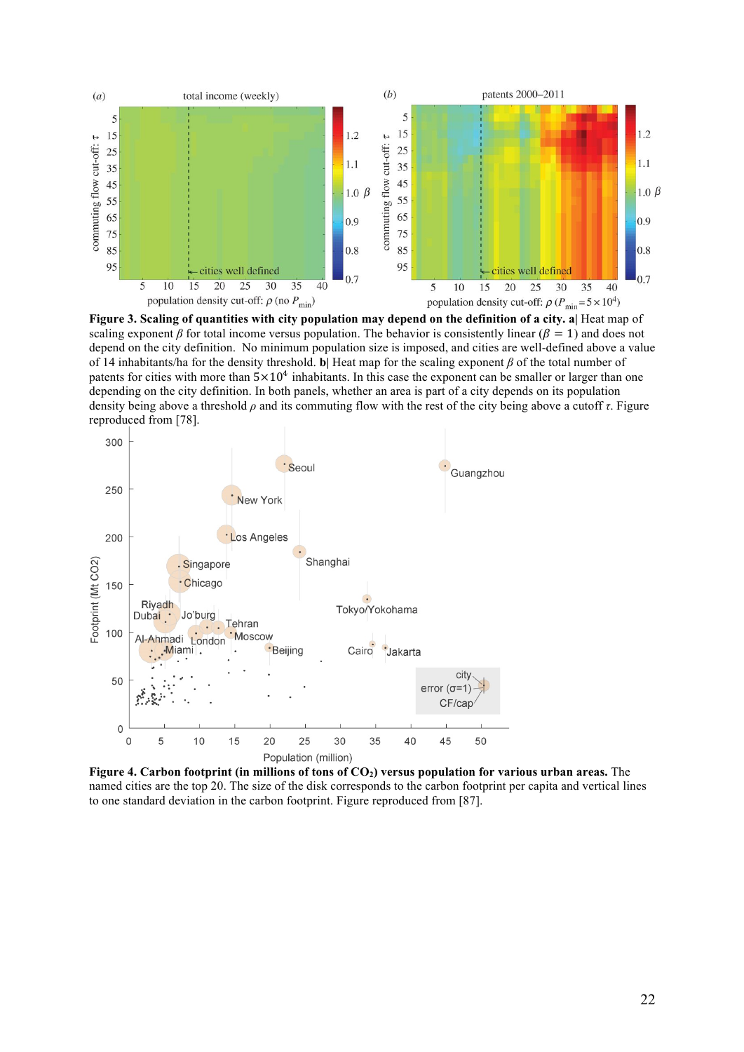**Figure 3. Scaling of quantities with city population may depend on the definition of a city. a|** Heat map of scaling exponent $\beta$ for total income versus population. The behavior is consistently linear ($\beta = 1$) and does not depend on the city definition. No minimum population size is imposed, and cities are well-defined above a value of 14 inhabitants/ha for the density threshold. **b|** Heat map for the scaling exponent $\beta$ of the total number of patents for cities with more than $5{\times}10^4$ inhabitants. In this case the exponent can be smaller or larger than one depending on the city definition. In both panels, whether an area is part of a city depends on its population density being above a threshold $\rho$ and its commuting flow with the rest of the city being above a cutoff $\tau$. Figure reproduced from [78].

**Figure 4. Carbon footprint (in millions of tons of $CO_2$) versus population for various urban areas.** The named cities are the top 20. The size of the disk corresponds to the carbon footprint per capita and vertical lines to one standard deviation in the carbon footprint. Figure reproduced from [87].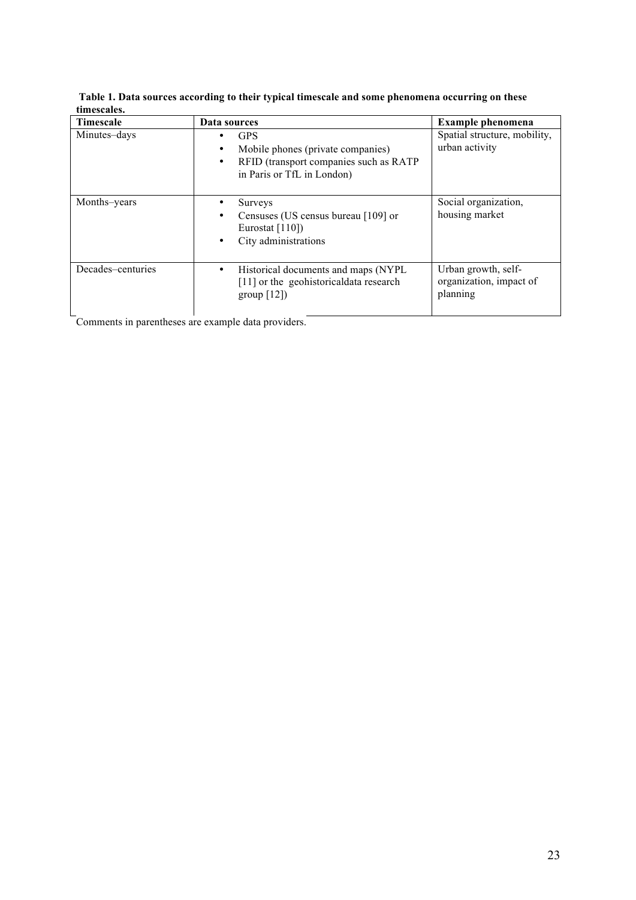**Table 1. Data sources according to their typical timescale and some phenomena occurring on these timescales.**

| Timescale | Data sources | Example phenomena |
|---|---|---|
| Minutes–days | • GPS<br>• Mobile phones (private companies)<br>• RFID (transport companies such as RATP in Paris or TfL in London) | Spatial structure, mobility, urban activity |
| Months–years | • Surveys<br>• Censuses (US census bureau [109] or Eurostat [110])<br>• City administrations | Social organization, housing market |
| Decades–centuries | • Historical documents and maps (NYPL [11] or the geohistoricaldata research group [12]) | Urban growth, self-organization, impact of planning |

Comments in parentheses are example data providers.